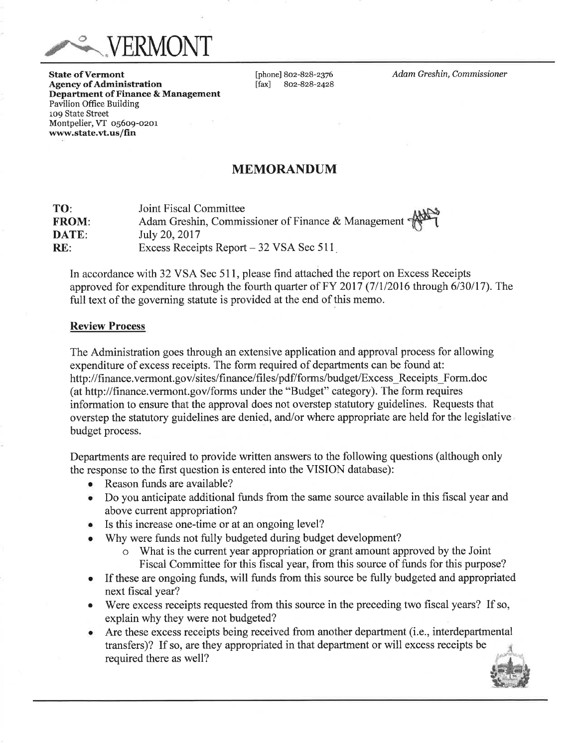VERMONT

**State of Vermont**
**Agency of Administration**
**Department of Finance & Management**
Pavilion Office Building
109 State Street
Montpelier, VT 05609-0201
**www.state.vt.us/fin**

[phone] 802-828-2376
[fax] 802-828-2428

*Adam Greshin, Commissioner*

## MEMORANDUM

**TO:** Joint Fiscal Committee
**FROM:** Adam Greshin, Commissioner of Finance & Management
**DATE:** July 20, 2017
**RE:** Excess Receipts Report – 32 VSA Sec 511

In accordance with 32 VSA Sec 511, please find attached the report on Excess Receipts approved for expenditure through the fourth quarter of FY 2017 (7/1/2016 through 6/30/17). The full text of the governing statute is provided at the end of this memo.

**Review Process**

The Administration goes through an extensive application and approval process for allowing expenditure of excess receipts. The form required of departments can be found at: http://finance.vermont.gov/sites/finance/files/pdf/forms/budget/Excess_Receipts_Form.doc (at http://finance.vermont.gov/forms under the "Budget" category). The form requires information to ensure that the approval does not overstep statutory guidelines. Requests that overstep the statutory guidelines are denied, and/or where appropriate are held for the legislative budget process.

Departments are required to provide written answers to the following questions (although only the response to the first question is entered into the VISION database):

- Reason funds are available?
- Do you anticipate additional funds from the same source available in this fiscal year and above current appropriation?
- Is this increase one-time or at an ongoing level?
- Why were funds not fully budgeted during budget development?
  - What is the current year appropriation or grant amount approved by the Joint Fiscal Committee for this fiscal year, from this source of funds for this purpose?
- If these are ongoing funds, will funds from this source be fully budgeted and appropriated next fiscal year?
- Were excess receipts requested from this source in the preceding two fiscal years? If so, explain why they were not budgeted?
- Are these excess receipts being received from another department (i.e., interdepartmental transfers)? If so, are they appropriated in that department or will excess receipts be required there as well?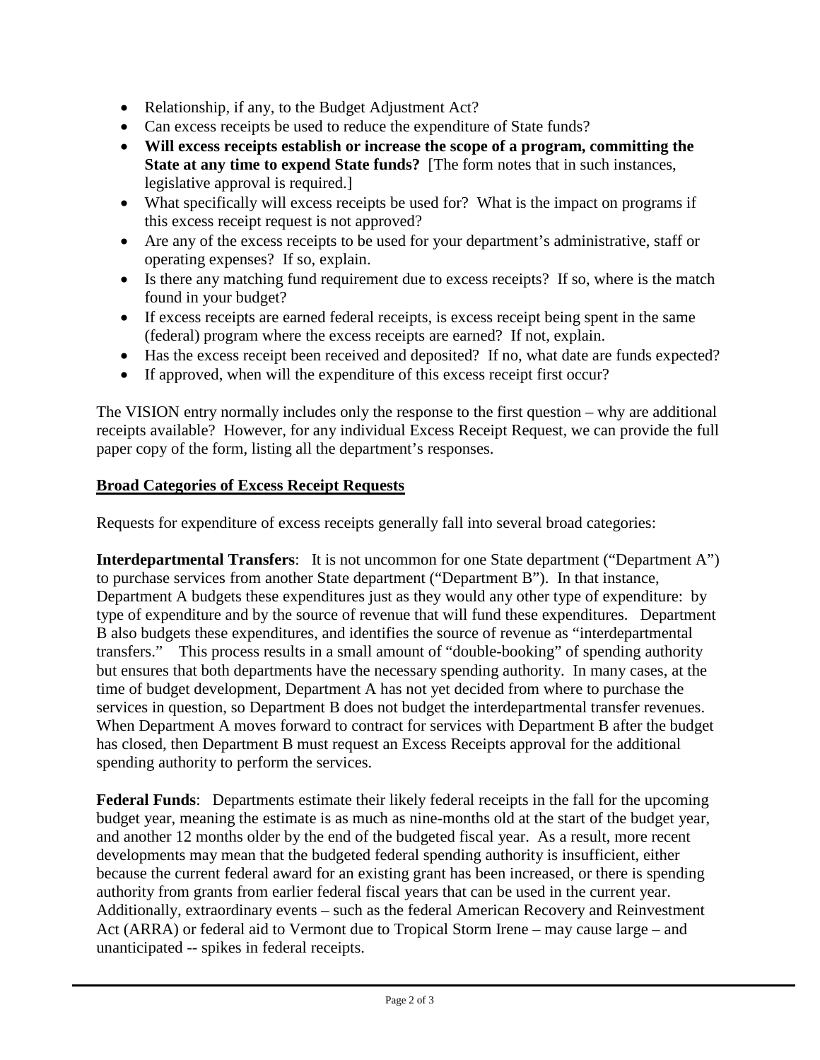- Relationship, if any, to the Budget Adjustment Act?
- Can excess receipts be used to reduce the expenditure of State funds?
- **Will excess receipts establish or increase the scope of a program, committing the State at any time to expend State funds?** [The form notes that in such instances, legislative approval is required.]
- What specifically will excess receipts be used for? What is the impact on programs if this excess receipt request is not approved?
- Are any of the excess receipts to be used for your department's administrative, staff or operating expenses? If so, explain.
- Is there any matching fund requirement due to excess receipts? If so, where is the match found in your budget?
- If excess receipts are earned federal receipts, is excess receipt being spent in the same (federal) program where the excess receipts are earned? If not, explain.
- Has the excess receipt been received and deposited? If no, what date are funds expected?
- If approved, when will the expenditure of this excess receipt first occur?

The VISION entry normally includes only the response to the first question – why are additional receipts available? However, for any individual Excess Receipt Request, we can provide the full paper copy of the form, listing all the department's responses.

**<u>Broad Categories of Excess Receipt Requests</u>**

Requests for expenditure of excess receipts generally fall into several broad categories:

**Interdepartmental Transfers**: It is not uncommon for one State department ("Department A") to purchase services from another State department ("Department B"). In that instance, Department A budgets these expenditures just as they would any other type of expenditure: by type of expenditure and by the source of revenue that will fund these expenditures. Department B also budgets these expenditures, and identifies the source of revenue as "interdepartmental transfers." This process results in a small amount of "double-booking" of spending authority but ensures that both departments have the necessary spending authority. In many cases, at the time of budget development, Department A has not yet decided from where to purchase the services in question, so Department B does not budget the interdepartmental transfer revenues. When Department A moves forward to contract for services with Department B after the budget has closed, then Department B must request an Excess Receipts approval for the additional spending authority to perform the services.

**Federal Funds**: Departments estimate their likely federal receipts in the fall for the upcoming budget year, meaning the estimate is as much as nine-months old at the start of the budget year, and another 12 months older by the end of the budgeted fiscal year. As a result, more recent developments may mean that the budgeted federal spending authority is insufficient, either because the current federal award for an existing grant has been increased, or there is spending authority from grants from earlier federal fiscal years that can be used in the current year. Additionally, extraordinary events – such as the federal American Recovery and Reinvestment Act (ARRA) or federal aid to Vermont due to Tropical Storm Irene – may cause large – and unanticipated -- spikes in federal receipts.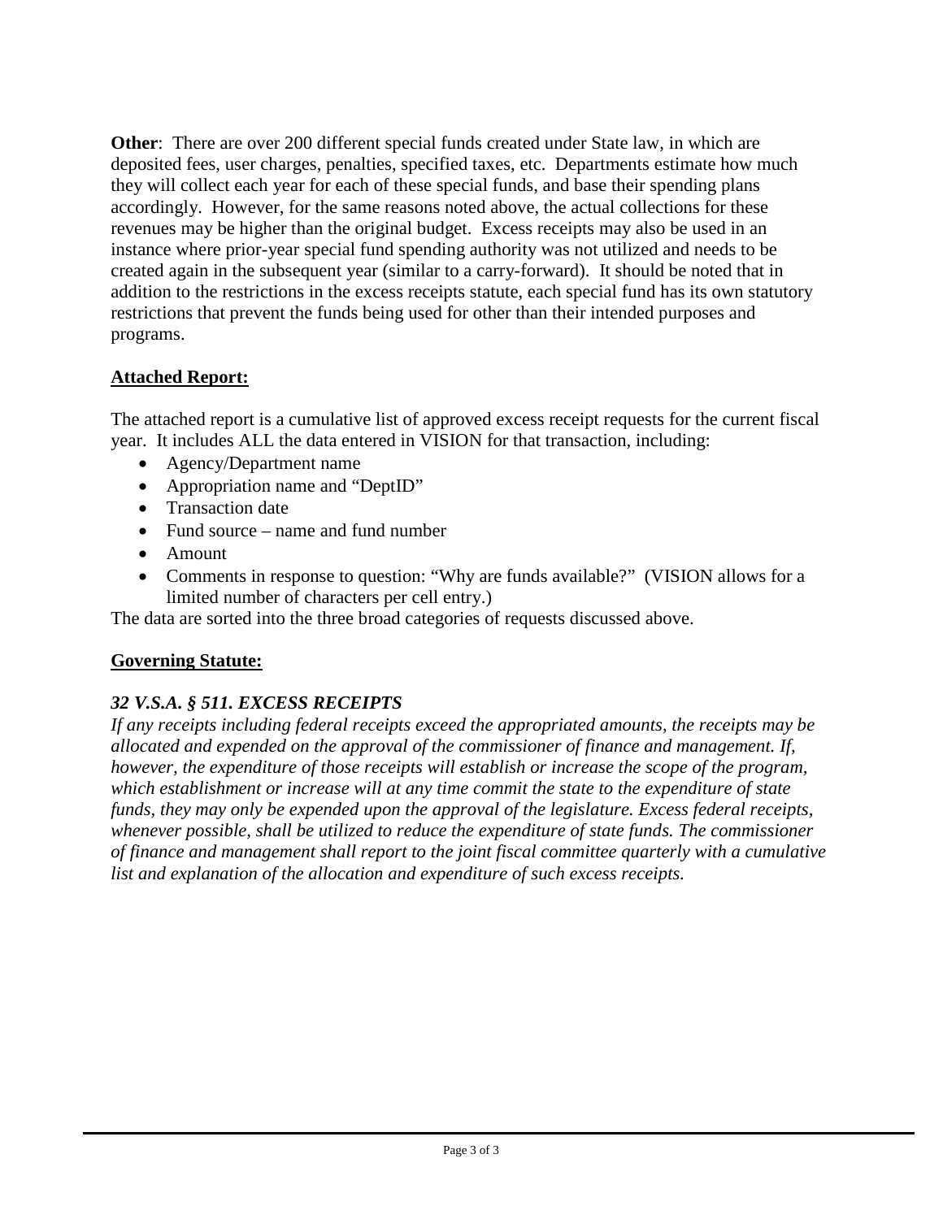**Other**: There are over 200 different special funds created under State law, in which are deposited fees, user charges, penalties, specified taxes, etc. Departments estimate how much they will collect each year for each of these special funds, and base their spending plans accordingly. However, for the same reasons noted above, the actual collections for these revenues may be higher than the original budget. Excess receipts may also be used in an instance where prior-year special fund spending authority was not utilized and needs to be created again in the subsequent year (similar to a carry-forward). It should be noted that in addition to the restrictions in the excess receipts statute, each special fund has its own statutory restrictions that prevent the funds being used for other than their intended purposes and programs.

**Attached Report:**

The attached report is a cumulative list of approved excess receipt requests for the current fiscal year. It includes ALL the data entered in VISION for that transaction, including:

- Agency/Department name
- Appropriation name and "DeptID"
- Transaction date
- Fund source – name and fund number
- Amount
- Comments in response to question: "Why are funds available?" (VISION allows for a limited number of characters per cell entry.)

The data are sorted into the three broad categories of requests discussed above.

**Governing Statute:**

***32 V.S.A. § 511. EXCESS RECEIPTS***

*If any receipts including federal receipts exceed the appropriated amounts, the receipts may be allocated and expended on the approval of the commissioner of finance and management. If, however, the expenditure of those receipts will establish or increase the scope of the program, which establishment or increase will at any time commit the state to the expenditure of state funds, they may only be expended upon the approval of the legislature. Excess federal receipts, whenever possible, shall be utilized to reduce the expenditure of state funds. The commissioner of finance and management shall report to the joint fiscal committee quarterly with a cumulative list and explanation of the allocation and expenditure of such excess receipts.*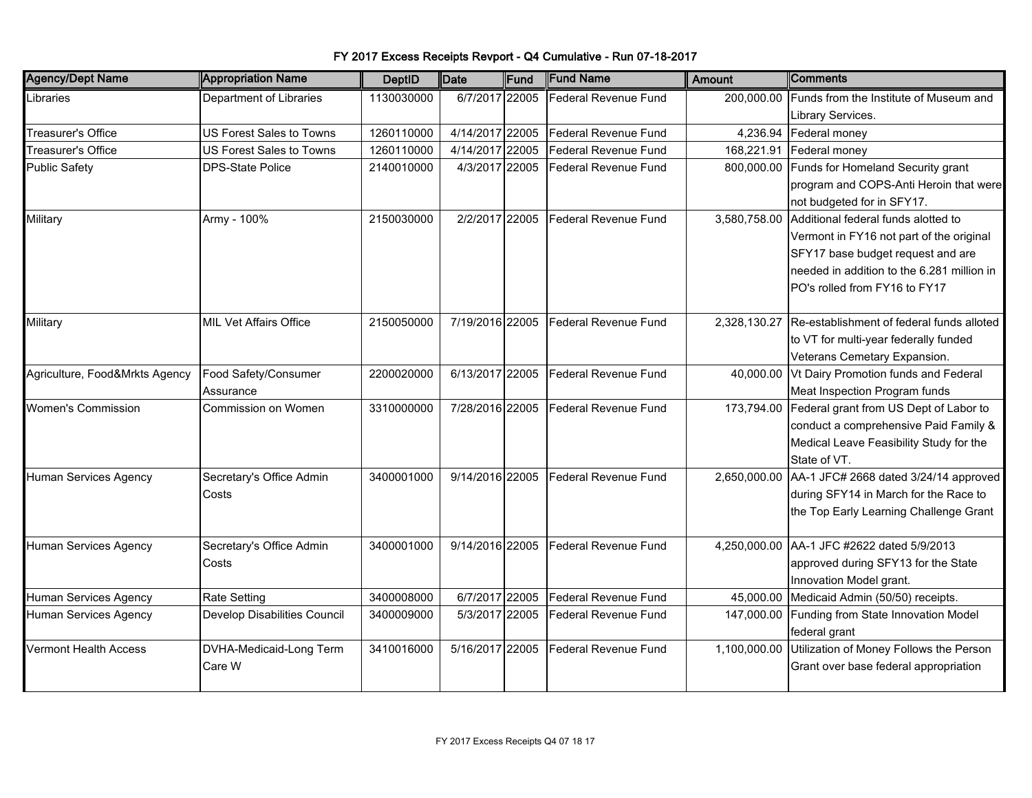# FY 2017 Excess Receipts Revport - Q4 Cumulative - Run 07-18-2017

| Agency/Dept Name | Appropriation Name | DeptID | Date | Fund | Fund Name | Amount | Comments |
|---|---|---|---|---|---|---|---|
| Libraries | Department of Libraries | 1130030000 | 6/7/2017 | 22005 | Federal Revenue Fund | 200,000.00 | Funds from the Institute of Museum and Library Services. |
| Treasurer's Office | US Forest Sales to Towns | 1260110000 | 4/14/2017 | 22005 | Federal Revenue Fund | 4,236.94 | Federal money |
| Treasurer's Office | US Forest Sales to Towns | 1260110000 | 4/14/2017 | 22005 | Federal Revenue Fund | 168,221.91 | Federal money |
| Public Safety | DPS-State Police | 2140010000 | 4/3/2017 | 22005 | Federal Revenue Fund | 800,000.00 | Funds for Homeland Security grant program and COPS-Anti Heroin that were not budgeted for in SFY17. |
| Military | Army - 100% | 2150030000 | 2/2/2017 | 22005 | Federal Revenue Fund | 3,580,758.00 | Additional federal funds allotted to Vermont in FY16 not part of the original SFY17 base budget request and are needed in addition to the 6.281 million in PO's rolled from FY16 to FY17 |
| Military | MIL Vet Affairs Office | 2150050000 | 7/19/2016 | 22005 | Federal Revenue Fund | 2,328,130.27 | Re-establishment of federal funds alloted to VT for multi-year federally funded Veterans Cemetary Expansion. |
| Agriculture, Food&Mrkts Agency | Food Safety/Consumer Assurance | 2200020000 | 6/13/2017 | 22005 | Federal Revenue Fund | 40,000.00 | Vt Dairy Promotion funds and Federal Meat Inspection Program funds |
| Women's Commission | Commission on Women | 3310000000 | 7/28/2016 | 22005 | Federal Revenue Fund | 173,794.00 | Federal grant from US Dept of Labor to conduct a comprehensive Paid Family & Medical Leave Feasibility Study for the State of VT. |
| Human Services Agency | Secretary's Office Admin Costs | 3400001000 | 9/14/2016 | 22005 | Federal Revenue Fund | 2,650,000.00 | AA-1 JFC# 2668 dated 3/24/14 approved during SFY14 in March for the Race to the Top Early Learning Challenge Grant |
| Human Services Agency | Secretary's Office Admin Costs | 3400001000 | 9/14/2016 | 22005 | Federal Revenue Fund | 4,250,000.00 | AA-1 JFC #2622 dated 5/9/2013 approved during SFY13 for the State Innovation Model grant. |
| Human Services Agency | Rate Setting | 3400008000 | 6/7/2017 | 22005 | Federal Revenue Fund | 45,000.00 | Medicaid Admin (50/50) receipts. |
| Human Services Agency | Develop Disabilities Council | 3400009000 | 5/3/2017 | 22005 | Federal Revenue Fund | 147,000.00 | Funding from State Innovation Model federal grant |
| Vermont Health Access | DVHA-Medicaid-Long Term Care W | 3410016000 | 5/16/2017 | 22005 | Federal Revenue Fund | 1,100,000.00 | Utilization of Money Follows the Person Grant over base federal appropriation |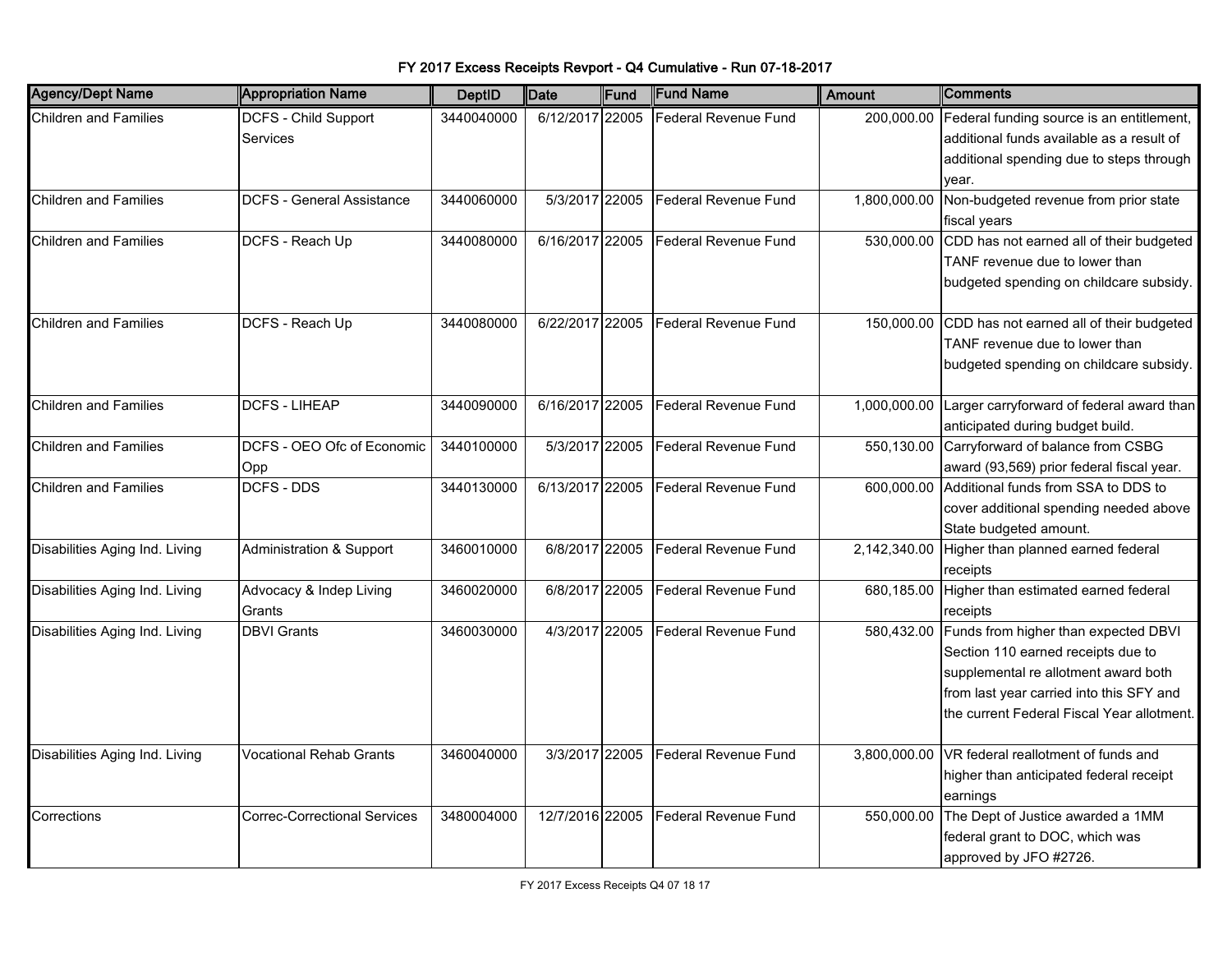# FY 2017 Excess Receipts Revport - Q4 Cumulative - Run 07-18-2017

| Agency/Dept Name | Appropriation Name | DeptID | Date | Fund | Fund Name | Amount | Comments |
|---|---|---|---|---|---|---|---|
| Children and Families | DCFS - Child Support Services | 3440040000 | 6/12/2017 | 22005 | Federal Revenue Fund | 200,000.00 | Federal funding source is an entitlement, additional funds available as a result of additional spending due to steps through year. |
| Children and Families | DCFS - General Assistance | 3440060000 | 5/3/2017 | 22005 | Federal Revenue Fund | 1,800,000.00 | Non-budgeted revenue from prior state fiscal years |
| Children and Families | DCFS - Reach Up | 3440080000 | 6/16/2017 | 22005 | Federal Revenue Fund | 530,000.00 | CDD has not earned all of their budgeted TANF revenue due to lower than budgeted spending on childcare subsidy. |
| Children and Families | DCFS - Reach Up | 3440080000 | 6/22/2017 | 22005 | Federal Revenue Fund | 150,000.00 | CDD has not earned all of their budgeted TANF revenue due to lower than budgeted spending on childcare subsidy. |
| Children and Families | DCFS - LIHEAP | 3440090000 | 6/16/2017 | 22005 | Federal Revenue Fund | 1,000,000.00 | Larger carryforward of federal award than anticipated during budget build. |
| Children and Families | DCFS - OEO Ofc of Economic Opp | 3440100000 | 5/3/2017 | 22005 | Federal Revenue Fund | 550,130.00 | Carryforward of balance from CSBG award (93,569) prior federal fiscal year. |
| Children and Families | DCFS - DDS | 3440130000 | 6/13/2017 | 22005 | Federal Revenue Fund | 600,000.00 | Additional funds from SSA to DDS to cover additional spending needed above State budgeted amount. |
| Disabilities Aging Ind. Living | Administration & Support | 3460010000 | 6/8/2017 | 22005 | Federal Revenue Fund | 2,142,340.00 | Higher than planned earned federal receipts |
| Disabilities Aging Ind. Living | Advocacy & Indep Living Grants | 3460020000 | 6/8/2017 | 22005 | Federal Revenue Fund | 680,185.00 | Higher than estimated earned federal receipts |
| Disabilities Aging Ind. Living | DBVI Grants | 3460030000 | 4/3/2017 | 22005 | Federal Revenue Fund | 580,432.00 | Funds from higher than expected DBVI Section 110 earned receipts due to supplemental re allotment award both from last year carried into this SFY and the current Federal Fiscal Year allotment. |
| Disabilities Aging Ind. Living | Vocational Rehab Grants | 3460040000 | 3/3/2017 | 22005 | Federal Revenue Fund | 3,800,000.00 | VR federal reallotment of funds and higher than anticipated federal receipt earnings |
| Corrections | Correc-Correctional Services | 3480004000 | 12/7/2016 | 22005 | Federal Revenue Fund | 550,000.00 | The Dept of Justice awarded a 1MM federal grant to DOC, which was approved by JFO #2726. |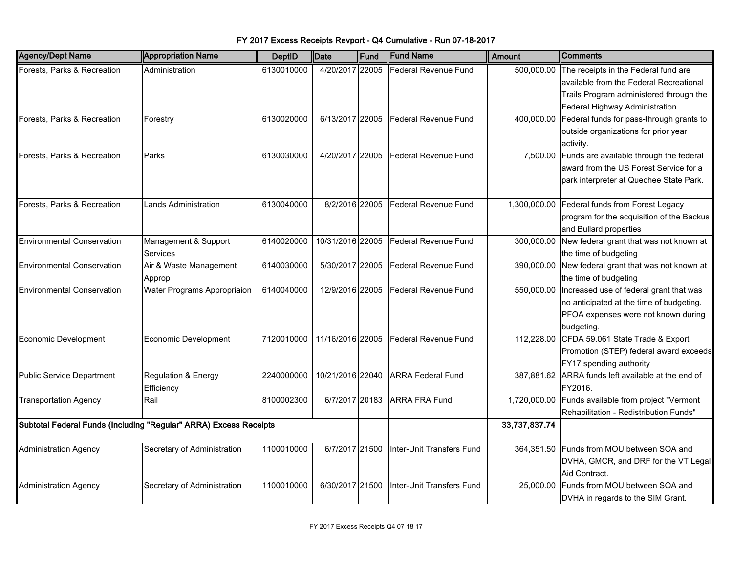# FY 2017 Excess Receipts Revport - Q4 Cumulative - Run 07-18-2017

| Agency/Dept Name | Appropriation Name | DeptID | Date | Fund | Fund Name | Amount | Comments |
|---|---|---|---|---|---|---|---|
| Forests, Parks & Recreation | Administration | 6130010000 | 4/20/2017 | 22005 | Federal Revenue Fund | 500,000.00 | The receipts in the Federal fund are available from the Federal Recreational Trails Program administered through the Federal Highway Administration. |
| Forests, Parks & Recreation | Forestry | 6130020000 | 6/13/2017 | 22005 | Federal Revenue Fund | 400,000.00 | Federal funds for pass-through grants to outside organizations for prior year activity. |
| Forests, Parks & Recreation | Parks | 6130030000 | 4/20/2017 | 22005 | Federal Revenue Fund | 7,500.00 | Funds are available through the federal award from the US Forest Service for a park interpreter at Quechee State Park. |
| Forests, Parks & Recreation | Lands Administration | 6130040000 | 8/2/2016 | 22005 | Federal Revenue Fund | 1,300,000.00 | Federal funds from Forest Legacy program for the acquisition of the Backus and Bullard properties |
| Environmental Conservation | Management & Support Services | 6140020000 | 10/31/2016 | 22005 | Federal Revenue Fund | 300,000.00 | New federal grant that was not known at the time of budgeting |
| Environmental Conservation | Air & Waste Management Approp | 6140030000 | 5/30/2017 | 22005 | Federal Revenue Fund | 390,000.00 | New federal grant that was not known at the time of budgeting |
| Environmental Conservation | Water Programs Appropriaion | 6140040000 | 12/9/2016 | 22005 | Federal Revenue Fund | 550,000.00 | Increased use of federal grant that was no anticipated at the time of budgeting. PFOA expenses were not known during budgeting. |
| Economic Development | Economic Development | 7120010000 | 11/16/2016 | 22005 | Federal Revenue Fund | 112,228.00 | CFDA 59.061 State Trade & Export Promotion (STEP) federal award exceeds FY17 spending authority |
| Public Service Department | Regulation & Energy Efficiency | 2240000000 | 10/21/2016 | 22040 | ARRA Federal Fund | 387,881.62 | ARRA funds left available at the end of FY2016. |
| Transportation Agency | Rail | 8100002300 | 6/7/2017 | 20183 | ARRA FRA Fund | 1,720,000.00 | Funds available from project "Vermont Rehabilitation - Redistribution Funds" |
| **Subtotal Federal Funds (Including "Regular" ARRA) Excess Receipts** | | | | | | **33,737,837.74** | |
| | | | | | | | |
| Administration Agency | Secretary of Administration | 1100010000 | 6/7/2017 | 21500 | Inter-Unit Transfers Fund | 364,351.50 | Funds from MOU between SOA and DVHA, GMCR, and DRF for the VT Legal Aid Contract. |
| Administration Agency | Secretary of Administration | 1100010000 | 6/30/2017 | 21500 | Inter-Unit Transfers Fund | 25,000.00 | Funds from MOU between SOA and DVHA in regards to the SIM Grant. |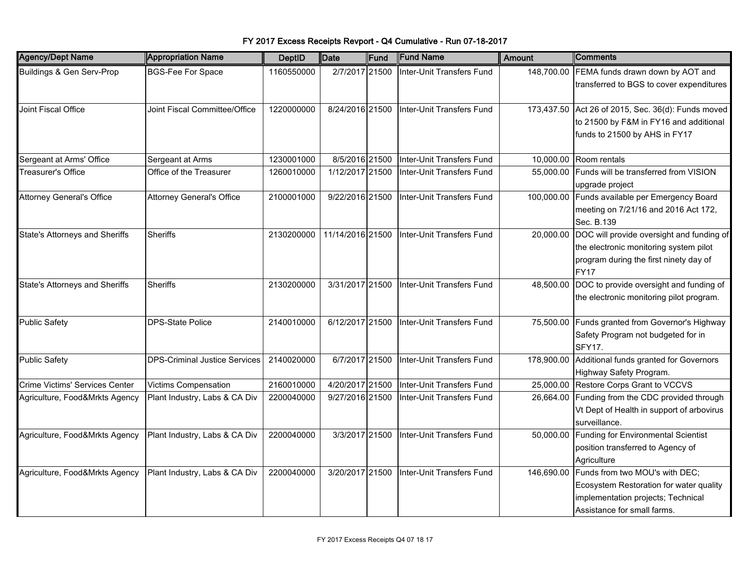# FY 2017 Excess Receipts Revport - Q4 Cumulative - Run 07-18-2017

| Agency/Dept Name | Appropriation Name | DeptID | Date | Fund | Fund Name | Amount | Comments |
|---|---|---|---|---|---|---|---|
| Buildings & Gen Serv-Prop | BGS-Fee For Space | 1160550000 | 2/7/2017 | 21500 | Inter-Unit Transfers Fund | 148,700.00 | FEMA funds drawn down by AOT and transferred to BGS to cover expenditures |
| Joint Fiscal Office | Joint Fiscal Committee/Office | 1220000000 | 8/24/2016 | 21500 | Inter-Unit Transfers Fund | 173,437.50 | Act 26 of 2015, Sec. 36(d): Funds moved to 21500 by F&M in FY16 and additional funds to 21500 by AHS in FY17 |
| Sergeant at Arms' Office | Sergeant at Arms | 1230001000 | 8/5/2016 | 21500 | Inter-Unit Transfers Fund | 10,000.00 | Room rentals |
| Treasurer's Office | Office of the Treasurer | 1260010000 | 1/12/2017 | 21500 | Inter-Unit Transfers Fund | 55,000.00 | Funds will be transferred from VISION upgrade project |
| Attorney General's Office | Attorney General's Office | 2100001000 | 9/22/2016 | 21500 | Inter-Unit Transfers Fund | 100,000.00 | Funds available per Emergency Board meeting on 7/21/16 and 2016 Act 172, Sec. B.139 |
| State's Attorneys and Sheriffs | Sheriffs | 2130200000 | 11/14/2016 | 21500 | Inter-Unit Transfers Fund | 20,000.00 | DOC will provide oversight and funding of the electronic monitoring system pilot program during the first ninety day of FY17 |
| State's Attorneys and Sheriffs | Sheriffs | 2130200000 | 3/31/2017 | 21500 | Inter-Unit Transfers Fund | 48,500.00 | DOC to provide oversight and funding of the electronic monitoring pilot program. |
| Public Safety | DPS-State Police | 2140010000 | 6/12/2017 | 21500 | Inter-Unit Transfers Fund | 75,500.00 | Funds granted from Governor's Highway Safety Program not budgeted for in SFY17. |
| Public Safety | DPS-Criminal Justice Services | 2140020000 | 6/7/2017 | 21500 | Inter-Unit Transfers Fund | 178,900.00 | Additional funds granted for Governors Highway Safety Program. |
| Crime Victims' Services Center | Victims Compensation | 2160010000 | 4/20/2017 | 21500 | Inter-Unit Transfers Fund | 25,000.00 | Restore Corps Grant to VCCVS |
| Agriculture, Food&Mrkts Agency | Plant Industry, Labs & CA Div | 2200040000 | 9/27/2016 | 21500 | Inter-Unit Transfers Fund | 26,664.00 | Funding from the CDC provided through Vt Dept of Health in support of arbovirus surveillance. |
| Agriculture, Food&Mrkts Agency | Plant Industry, Labs & CA Div | 2200040000 | 3/3/2017 | 21500 | Inter-Unit Transfers Fund | 50,000.00 | Funding for Environmental Scientist position transferred to Agency of Agriculture |
| Agriculture, Food&Mrkts Agency | Plant Industry, Labs & CA Div | 2200040000 | 3/20/2017 | 21500 | Inter-Unit Transfers Fund | 146,690.00 | Funds from two MOU's with DEC; Ecosystem Restoration for water quality implementation projects; Technical Assistance for small farms. |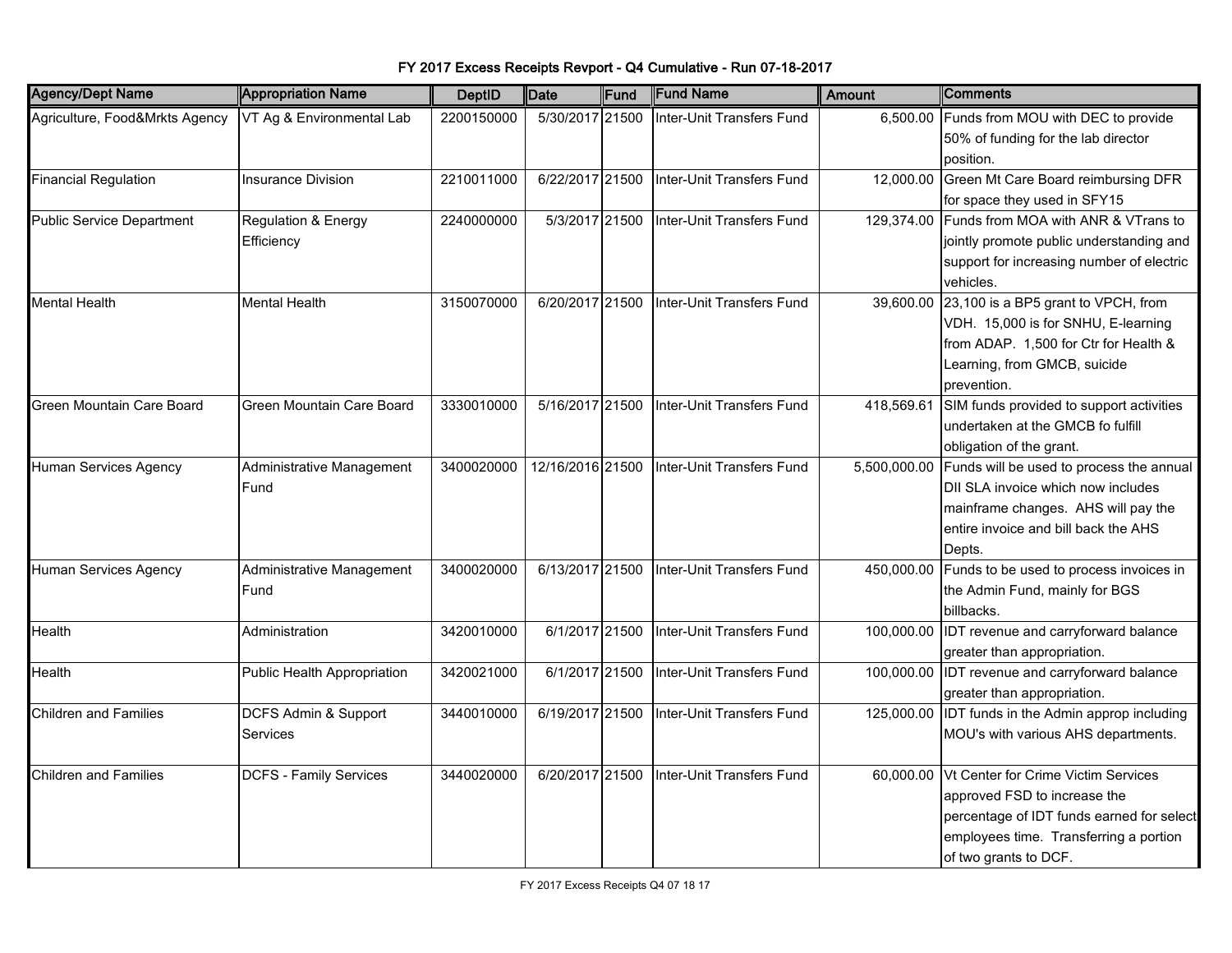FY 2017 Excess Receipts Revport - Q4 Cumulative - Run 07-18-2017

| Agency/Dept Name | Appropriation Name | DeptID | Date | Fund | Fund Name | Amount | Comments |
|---|---|---|---|---|---|---|---|
| Agriculture, Food&Mrkts Agency | VT Ag & Environmental Lab | 2200150000 | 5/30/2017 | 21500 | Inter-Unit Transfers Fund | 6,500.00 | Funds from MOU with DEC to provide 50% of funding for the lab director position. |
| Financial Regulation | Insurance Division | 2210011000 | 6/22/2017 | 21500 | Inter-Unit Transfers Fund | 12,000.00 | Green Mt Care Board reimbursing DFR for space they used in SFY15 |
| Public Service Department | Regulation & Energy Efficiency | 2240000000 | 5/3/2017 | 21500 | Inter-Unit Transfers Fund | 129,374.00 | Funds from MOA with ANR & VTrans to jointly promote public understanding and support for increasing number of electric vehicles. |
| Mental Health | Mental Health | 3150070000 | 6/20/2017 | 21500 | Inter-Unit Transfers Fund | 39,600.00 | 23,100 is a BP5 grant to VPCH, from VDH. 15,000 is for SNHU, E-learning from ADAP. 1,500 for Ctr for Health & Learning, from GMCB, suicide prevention. |
| Green Mountain Care Board | Green Mountain Care Board | 3330010000 | 5/16/2017 | 21500 | Inter-Unit Transfers Fund | 418,569.61 | SIM funds provided to support activities undertaken at the GMCB fo fulfill obligation of the grant. |
| Human Services Agency | Administrative Management Fund | 3400020000 | 12/16/2016 | 21500 | Inter-Unit Transfers Fund | 5,500,000.00 | Funds will be used to process the annual DII SLA invoice which now includes mainframe changes. AHS will pay the entire invoice and bill back the AHS Depts. |
| Human Services Agency | Administrative Management Fund | 3400020000 | 6/13/2017 | 21500 | Inter-Unit Transfers Fund | 450,000.00 | Funds to be used to process invoices in the Admin Fund, mainly for BGS billbacks. |
| Health | Administration | 3420010000 | 6/1/2017 | 21500 | Inter-Unit Transfers Fund | 100,000.00 | IDT revenue and carryforward balance greater than appropriation. |
| Health | Public Health Appropriation | 3420021000 | 6/1/2017 | 21500 | Inter-Unit Transfers Fund | 100,000.00 | IDT revenue and carryforward balance greater than appropriation. |
| Children and Families | DCFS Admin & Support Services | 3440010000 | 6/19/2017 | 21500 | Inter-Unit Transfers Fund | 125,000.00 | IDT funds in the Admin approp including MOU's with various AHS departments. |
| Children and Families | DCFS - Family Services | 3440020000 | 6/20/2017 | 21500 | Inter-Unit Transfers Fund | 60,000.00 | Vt Center for Crime Victim Services approved FSD to increase the percentage of IDT funds earned for select employees time. Transferring a portion of two grants to DCF. |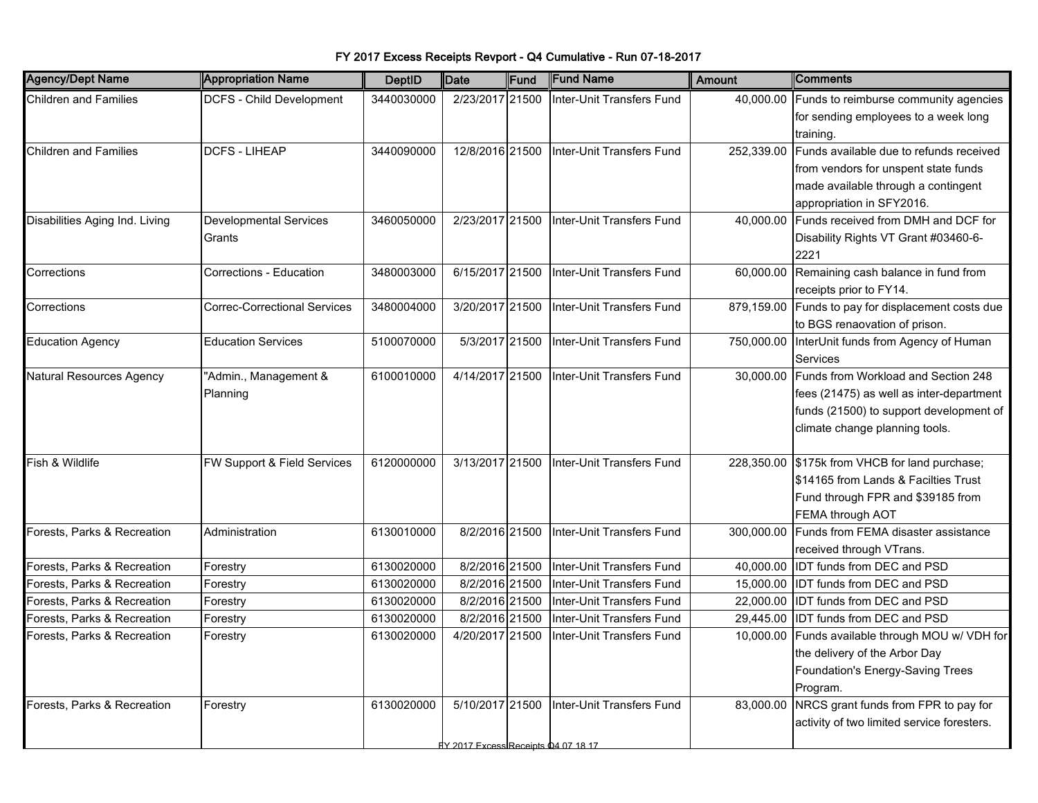FY 2017 Excess Receipts Revport - Q4 Cumulative - Run 07-18-2017

| Agency/Dept Name | Appropriation Name | DeptID | Date | Fund | Fund Name | Amount | Comments |
|---|---|---|---|---|---|---|---|
| Children and Families | DCFS - Child Development | 3440030000 | 2/23/2017 | 21500 | Inter-Unit Transfers Fund | 40,000.00 | Funds to reimburse community agencies for sending employees to a week long training. |
| Children and Families | DCFS - LIHEAP | 3440090000 | 12/8/2016 | 21500 | Inter-Unit Transfers Fund | 252,339.00 | Funds available due to refunds received from vendors for unspent state funds made available through a contingent appropriation in SFY2016. |
| Disabilities Aging Ind. Living | Developmental Services Grants | 3460050000 | 2/23/2017 | 21500 | Inter-Unit Transfers Fund | 40,000.00 | Funds received from DMH and DCF for Disability Rights VT Grant #03460-6-2221 |
| Corrections | Corrections - Education | 3480003000 | 6/15/2017 | 21500 | Inter-Unit Transfers Fund | 60,000.00 | Remaining cash balance in fund from receipts prior to FY14. |
| Corrections | Correc-Correctional Services | 3480004000 | 3/20/2017 | 21500 | Inter-Unit Transfers Fund | 879,159.00 | Funds to pay for displacement costs due to BGS renaovation of prison. |
| Education Agency | Education Services | 5100070000 | 5/3/2017 | 21500 | Inter-Unit Transfers Fund | 750,000.00 | InterUnit funds from Agency of Human Services |
| Natural Resources Agency | "Admin., Management & Planning | 6100010000 | 4/14/2017 | 21500 | Inter-Unit Transfers Fund | 30,000.00 | Funds from Workload and Section 248 fees (21475) as well as inter-department funds (21500) to support development of climate change planning tools. |
| Fish & Wildlife | FW Support & Field Services | 6120000000 | 3/13/2017 | 21500 | Inter-Unit Transfers Fund | 228,350.00 | $175k from VHCB for land purchase; $14165 from Lands & Facilties Trust Fund through FPR and $39185 from FEMA through AOT |
| Forests, Parks & Recreation | Administration | 6130010000 | 8/2/2016 | 21500 | Inter-Unit Transfers Fund | 300,000.00 | Funds from FEMA disaster assistance received through VTrans. |
| Forests, Parks & Recreation | Forestry | 6130020000 | 8/2/2016 | 21500 | Inter-Unit Transfers Fund | 40,000.00 | IDT funds from DEC and PSD |
| Forests, Parks & Recreation | Forestry | 6130020000 | 8/2/2016 | 21500 | Inter-Unit Transfers Fund | 15,000.00 | IDT funds from DEC and PSD |
| Forests, Parks & Recreation | Forestry | 6130020000 | 8/2/2016 | 21500 | Inter-Unit Transfers Fund | 22,000.00 | IDT funds from DEC and PSD |
| Forests, Parks & Recreation | Forestry | 6130020000 | 8/2/2016 | 21500 | Inter-Unit Transfers Fund | 29,445.00 | IDT funds from DEC and PSD |
| Forests, Parks & Recreation | Forestry | 6130020000 | 4/20/2017 | 21500 | Inter-Unit Transfers Fund | 10,000.00 | Funds available through MOU w/ VDH for the delivery of the Arbor Day Foundation's Energy-Saving Trees Program. |
| Forests, Parks & Recreation | Forestry | 6130020000 | 5/10/2017 | 21500 | Inter-Unit Transfers Fund | 83,000.00 | NRCS grant funds from FPR to pay for activity of two limited service foresters. |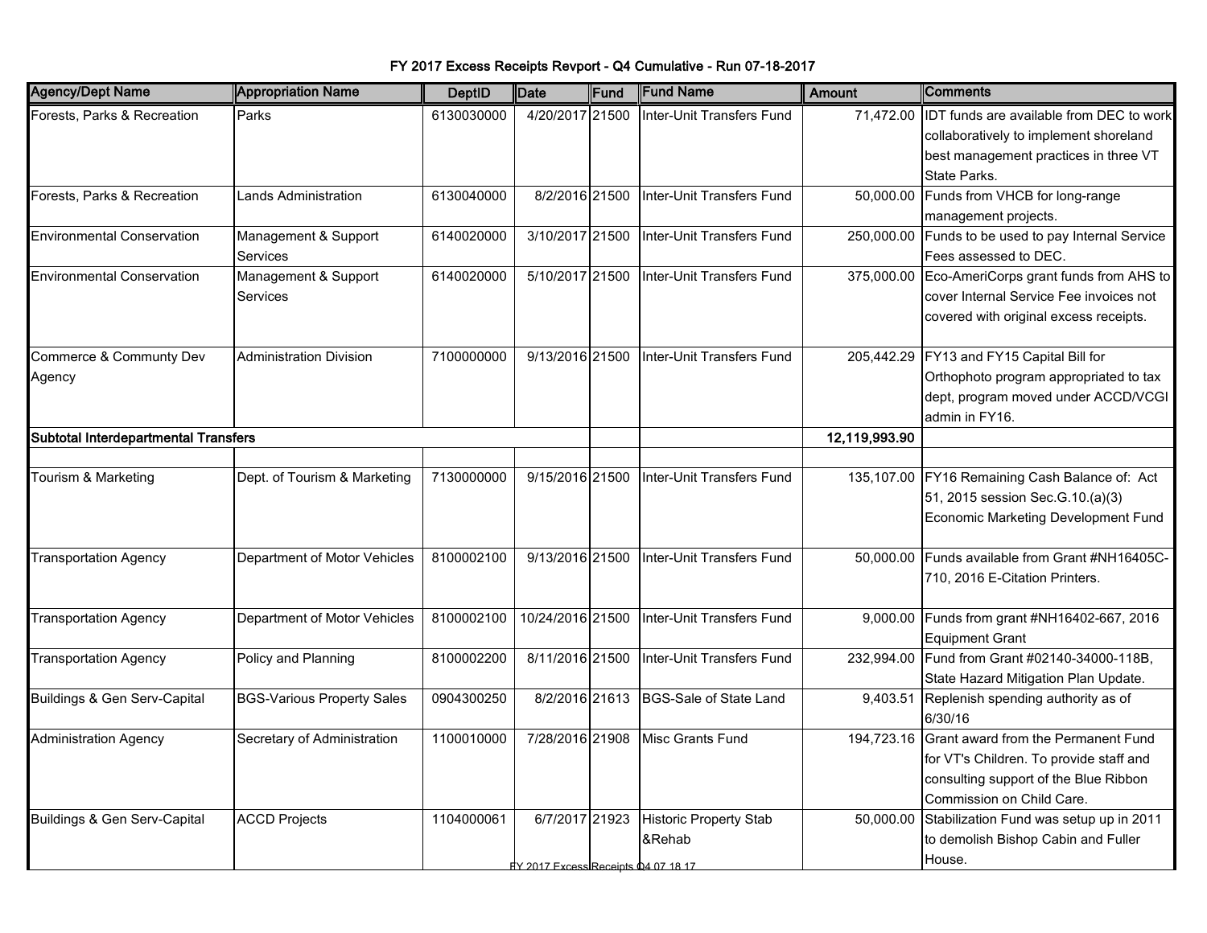**FY 2017 Excess Receipts Revport - Q4 Cumulative - Run 07-18-2017**

| Agency/Dept Name | Appropriation Name | DeptID | Date | Fund | Fund Name | Amount | Comments |
|---|---|---|---|---|---|---|---|
| Forests, Parks & Recreation | Parks | 6130030000 | 4/20/2017 | 21500 | Inter-Unit Transfers Fund | 71,472.00 | IDT funds are available from DEC to work collaboratively to implement shoreland best management practices in three VT State Parks. |
| Forests, Parks & Recreation | Lands Administration | 6130040000 | 8/2/2016 | 21500 | Inter-Unit Transfers Fund | 50,000.00 | Funds from VHCB for long-range management projects. |
| Environmental Conservation | Management & Support Services | 6140020000 | 3/10/2017 | 21500 | Inter-Unit Transfers Fund | 250,000.00 | Funds to be used to pay Internal Service Fees assessed to DEC. |
| Environmental Conservation | Management & Support Services | 6140020000 | 5/10/2017 | 21500 | Inter-Unit Transfers Fund | 375,000.00 | Eco-AmeriCorps grant funds from AHS to cover Internal Service Fee invoices not covered with original excess receipts. |
| Commerce & Communty Dev Agency | Administration Division | 7100000000 | 9/13/2016 | 21500 | Inter-Unit Transfers Fund | 205,442.29 | FY13 and FY15 Capital Bill for Orthophoto program appropriated to tax dept, program moved under ACCD/VCGI admin in FY16. |
| **Subtotal Interdepartmental Transfers** | | | | | | **12,119,993.90** | |
| | | | | | | | |
| Tourism & Marketing | Dept. of Tourism & Marketing | 7130000000 | 9/15/2016 | 21500 | Inter-Unit Transfers Fund | 135,107.00 | FY16 Remaining Cash Balance of: Act 51, 2015 session Sec.G.10.(a)(3) Economic Marketing Development Fund |
| Transportation Agency | Department of Motor Vehicles | 8100002100 | 9/13/2016 | 21500 | Inter-Unit Transfers Fund | 50,000.00 | Funds available from Grant #NH16405C-710, 2016 E-Citation Printers. |
| Transportation Agency | Department of Motor Vehicles | 8100002100 | 10/24/2016 | 21500 | Inter-Unit Transfers Fund | 9,000.00 | Funds from grant #NH16402-667, 2016 Equipment Grant |
| Transportation Agency | Policy and Planning | 8100002200 | 8/11/2016 | 21500 | Inter-Unit Transfers Fund | 232,994.00 | Fund from Grant #02140-34000-118B, State Hazard Mitigation Plan Update. |
| Buildings & Gen Serv-Capital | BGS-Various Property Sales | 0904300250 | 8/2/2016 | 21613 | BGS-Sale of State Land | 9,403.51 | Replenish spending authority as of 6/30/16 |
| Administration Agency | Secretary of Administration | 1100010000 | 7/28/2016 | 21908 | Misc Grants Fund | 194,723.16 | Grant award from the Permanent Fund for VT's Children. To provide staff and consulting support of the Blue Ribbon Commission on Child Care. |
| Buildings & Gen Serv-Capital | ACCD Projects | 1104000061 | 6/7/2017 | 21923 | Historic Property Stab &Rehab | 50,000.00 | Stabilization Fund was setup up in 2011 to demolish Bishop Cabin and Fuller House. |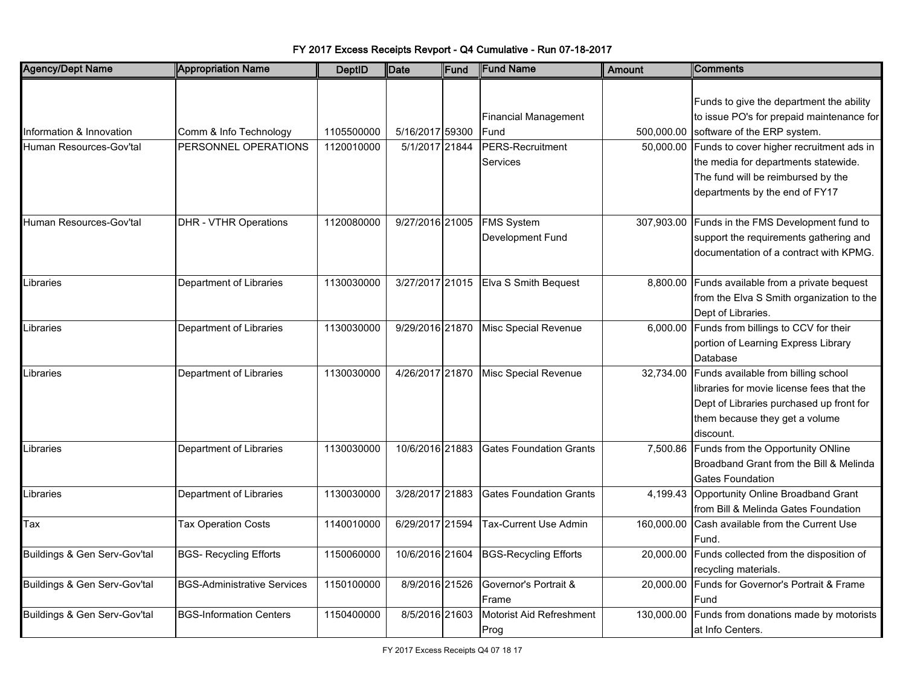# FY 2017 Excess Receipts Revport - Q4 Cumulative - Run 07-18-2017

| Agency/Dept Name | Appropriation Name | DeptID | Date | Fund | Fund Name | Amount | Comments |
|---|---|---|---|---|---|---|---|
| Information & Innovation | Comm & Info Technology | 1105500000 | 5/16/2017 | 59300 | Financial Management Fund | 500,000.00 | Funds to give the department the ability to issue PO's for prepaid maintenance for software of the ERP system. |
| Human Resources-Gov'tal | PERSONNEL OPERATIONS | 1120010000 | 5/1/2017 | 21844 | PERS-Recruitment Services | 50,000.00 | Funds to cover higher recruitment ads in the media for departments statewide. The fund will be reimbursed by the departments by the end of FY17 |
| Human Resources-Gov'tal | DHR - VTHR Operations | 1120080000 | 9/27/2016 | 21005 | FMS System Development Fund | 307,903.00 | Funds in the FMS Development fund to support the requirements gathering and documentation of a contract with KPMG. |
| Libraries | Department of Libraries | 1130030000 | 3/27/2017 | 21015 | Elva S Smith Bequest | 8,800.00 | Funds available from a private bequest from the Elva S Smith organization to the Dept of Libraries. |
| Libraries | Department of Libraries | 1130030000 | 9/29/2016 | 21870 | Misc Special Revenue | 6,000.00 | Funds from billings to CCV for their portion of Learning Express Library Database |
| Libraries | Department of Libraries | 1130030000 | 4/26/2017 | 21870 | Misc Special Revenue | 32,734.00 | Funds available from billing school libraries for movie license fees that the Dept of Libraries purchased up front for them because they get a volume discount. |
| Libraries | Department of Libraries | 1130030000 | 10/6/2016 | 21883 | Gates Foundation Grants | 7,500.86 | Funds from the Opportunity ONline Broadband Grant from the Bill & Melinda Gates Foundation |
| Libraries | Department of Libraries | 1130030000 | 3/28/2017 | 21883 | Gates Foundation Grants | 4,199.43 | Opportunity Online Broadband Grant from Bill & Melinda Gates Foundation |
| Tax | Tax Operation Costs | 1140010000 | 6/29/2017 | 21594 | Tax-Current Use Admin | 160,000.00 | Cash available from the Current Use Fund. |
| Buildings & Gen Serv-Gov'tal | BGS- Recycling Efforts | 1150060000 | 10/6/2016 | 21604 | BGS-Recycling Efforts | 20,000.00 | Funds collected from the disposition of recycling materials. |
| Buildings & Gen Serv-Gov'tal | BGS-Administrative Services | 1150100000 | 8/9/2016 | 21526 | Governor's Portrait & Frame | 20,000.00 | Funds for Governor's Portrait & Frame Fund |
| Buildings & Gen Serv-Gov'tal | BGS-Information Centers | 1150400000 | 8/5/2016 | 21603 | Motorist Aid Refreshment Prog | 130,000.00 | Funds from donations made by motorists at Info Centers. |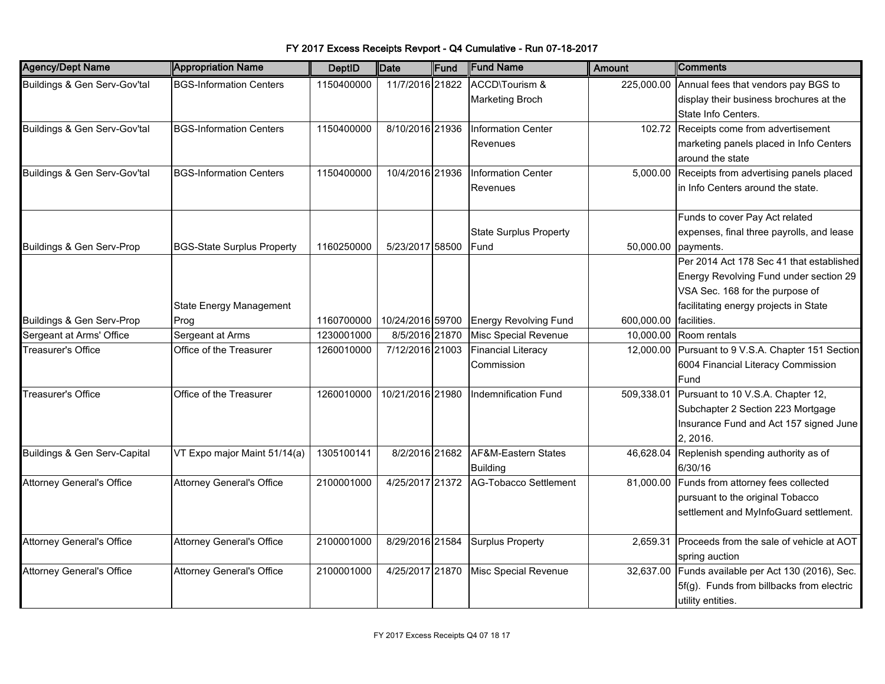# FY 2017 Excess Receipts Revport - Q4 Cumulative - Run 07-18-2017

| Agency/Dept Name | Appropriation Name | DeptID | Date | Fund | Fund Name | Amount | Comments |
|---|---|---|---|---|---|---|---|
| Buildings & Gen Serv-Gov'tal | BGS-Information Centers | 1150400000 | 11/7/2016 | 21822 | ACCD\Tourism & Marketing Broch | 225,000.00 | Annual fees that vendors pay BGS to display their business brochures at the State Info Centers. |
| Buildings & Gen Serv-Gov'tal | BGS-Information Centers | 1150400000 | 8/10/2016 | 21936 | Information Center Revenues | 102.72 | Receipts come from advertisement marketing panels placed in Info Centers around the state |
| Buildings & Gen Serv-Gov'tal | BGS-Information Centers | 1150400000 | 10/4/2016 | 21936 | Information Center Revenues | 5,000.00 | Receipts from advertising panels placed in Info Centers around the state. |
| Buildings & Gen Serv-Prop | BGS-State Surplus Property | 1160250000 | 5/23/2017 | 58500 | State Surplus Property Fund | 50,000.00 | Funds to cover Pay Act related expenses, final three payrolls, and lease payments. |
| Buildings & Gen Serv-Prop | State Energy Management Prog | 1160700000 | 10/24/2016 | 59700 | Energy Revolving Fund | 600,000.00 | Per 2014 Act 178 Sec 41 that established Energy Revolving Fund under section 29 VSA Sec. 168 for the purpose of facilitating energy projects in State facilities. |
| Sergeant at Arms' Office | Sergeant at Arms | 1230001000 | 8/5/2016 | 21870 | Misc Special Revenue | 10,000.00 | Room rentals |
| Treasurer's Office | Office of the Treasurer | 1260010000 | 7/12/2016 | 21003 | Financial Literacy Commission | 12,000.00 | Pursuant to 9 V.S.A. Chapter 151 Section 6004 Financial Literacy Commission Fund |
| Treasurer's Office | Office of the Treasurer | 1260010000 | 10/21/2016 | 21980 | Indemnification Fund | 509,338.01 | Pursuant to 10 V.S.A. Chapter 12, Subchapter 2 Section 223 Mortgage Insurance Fund and Act 157 signed June 2, 2016. |
| Buildings & Gen Serv-Capital | VT Expo major Maint 51/14(a) | 1305100141 | 8/2/2016 | 21682 | AF&M-Eastern States Building | 46,628.04 | Replenish spending authority as of 6/30/16 |
| Attorney General's Office | Attorney General's Office | 2100001000 | 4/25/2017 | 21372 | AG-Tobacco Settlement | 81,000.00 | Funds from attorney fees collected pursuant to the original Tobacco settlement and MyInfoGuard settlement. |
| Attorney General's Office | Attorney General's Office | 2100001000 | 8/29/2016 | 21584 | Surplus Property | 2,659.31 | Proceeds from the sale of vehicle at AOT spring auction |
| Attorney General's Office | Attorney General's Office | 2100001000 | 4/25/2017 | 21870 | Misc Special Revenue | 32,637.00 | Funds available per Act 130 (2016), Sec. 5f(g). Funds from billbacks from electric utility entities. |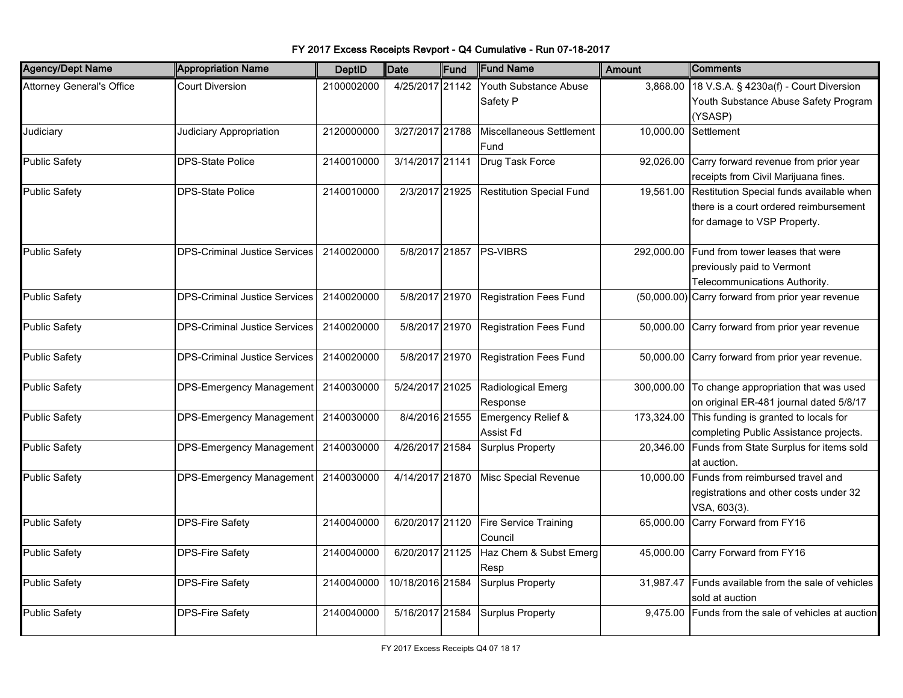# FY 2017 Excess Receipts Revport - Q4 Cumulative - Run 07-18-2017

| Agency/Dept Name | Appropriation Name | DeptID | Date | Fund | Fund Name | Amount | Comments |
|---|---|---|---|---|---|---|---|
| Attorney General's Office | Court Diversion | 2100002000 | 4/25/2017 | 21142 | Youth Substance Abuse Safety P | 3,868.00 | 18 V.S.A. § 4230a(f) - Court Diversion Youth Substance Abuse Safety Program (YSASP) |
| Judiciary | Judiciary Appropriation | 2120000000 | 3/27/2017 | 21788 | Miscellaneous Settlement Fund | 10,000.00 | Settlement |
| Public Safety | DPS-State Police | 2140010000 | 3/14/2017 | 21141 | Drug Task Force | 92,026.00 | Carry forward revenue from prior year receipts from Civil Marijuana fines. |
| Public Safety | DPS-State Police | 2140010000 | 2/3/2017 | 21925 | Restitution Special Fund | 19,561.00 | Restitution Special funds available when there is a court ordered reimbursement for damage to VSP Property. |
| Public Safety | DPS-Criminal Justice Services | 2140020000 | 5/8/2017 | 21857 | PS-VIBRS | 292,000.00 | Fund from tower leases that were previously paid to Vermont Telecommunications Authority. |
| Public Safety | DPS-Criminal Justice Services | 2140020000 | 5/8/2017 | 21970 | Registration Fees Fund | (50,000.00) | Carry forward from prior year revenue |
| Public Safety | DPS-Criminal Justice Services | 2140020000 | 5/8/2017 | 21970 | Registration Fees Fund | 50,000.00 | Carry forward from prior year revenue |
| Public Safety | DPS-Criminal Justice Services | 2140020000 | 5/8/2017 | 21970 | Registration Fees Fund | 50,000.00 | Carry forward from prior year revenue. |
| Public Safety | DPS-Emergency Management | 2140030000 | 5/24/2017 | 21025 | Radiological Emerg Response | 300,000.00 | To change appropriation that was used on original ER-481 journal dated 5/8/17 |
| Public Safety | DPS-Emergency Management | 2140030000 | 8/4/2016 | 21555 | Emergency Relief & Assist Fd | 173,324.00 | This funding is granted to locals for completing Public Assistance projects. |
| Public Safety | DPS-Emergency Management | 2140030000 | 4/26/2017 | 21584 | Surplus Property | 20,346.00 | Funds from State Surplus for items sold at auction. |
| Public Safety | DPS-Emergency Management | 2140030000 | 4/14/2017 | 21870 | Misc Special Revenue | 10,000.00 | Funds from reimbursed travel and registrations and other costs under 32 VSA, 603(3). |
| Public Safety | DPS-Fire Safety | 2140040000 | 6/20/2017 | 21120 | Fire Service Training Council | 65,000.00 | Carry Forward from FY16 |
| Public Safety | DPS-Fire Safety | 2140040000 | 6/20/2017 | 21125 | Haz Chem & Subst Emerg Resp | 45,000.00 | Carry Forward from FY16 |
| Public Safety | DPS-Fire Safety | 2140040000 | 10/18/2016 | 21584 | Surplus Property | 31,987.47 | Funds available from the sale of vehicles sold at auction |
| Public Safety | DPS-Fire Safety | 2140040000 | 5/16/2017 | 21584 | Surplus Property | 9,475.00 | Funds from the sale of vehicles at auction |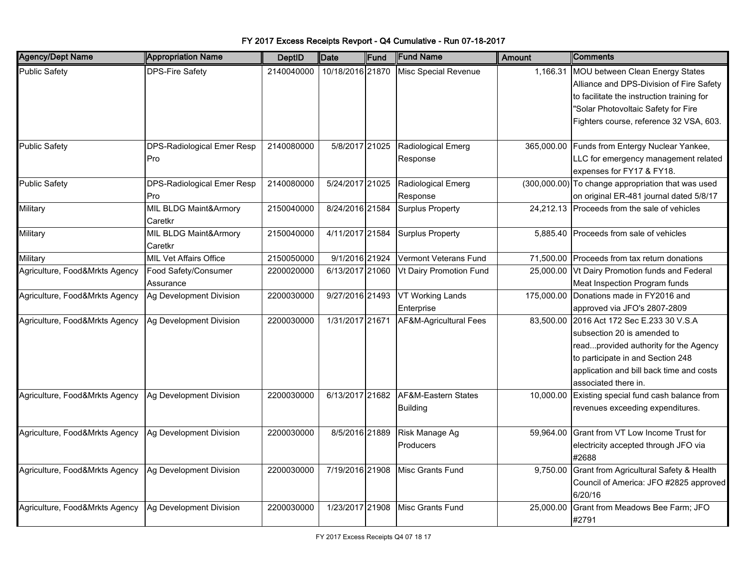# FY 2017 Excess Receipts Revport - Q4 Cumulative - Run 07-18-2017

| Agency/Dept Name | Appropriation Name | DeptID | Date | Fund | Fund Name | Amount | Comments |
|---|---|---|---|---|---|---|---|
| Public Safety | DPS-Fire Safety | 2140040000 | 10/18/2016 | 21870 | Misc Special Revenue | 1,166.31 | MOU between Clean Energy States Alliance and DPS-Division of Fire Safety to facilitate the instruction training for "Solar Photovoltaic Safety for Fire Fighters course, reference 32 VSA, 603. |
| Public Safety | DPS-Radiological Emer Resp Pro | 2140080000 | 5/8/2017 | 21025 | Radiological Emerg Response | 365,000.00 | Funds from Entergy Nuclear Yankee, LLC for emergency management related expenses for FY17 & FY18. |
| Public Safety | DPS-Radiological Emer Resp Pro | 2140080000 | 5/24/2017 | 21025 | Radiological Emerg Response | (300,000.00) | To change appropriation that was used on original ER-481 journal dated 5/8/17 |
| Military | MIL BLDG Maint&Armory Caretkr | 2150040000 | 8/24/2016 | 21584 | Surplus Property | 24,212.13 | Proceeds from the sale of vehicles |
| Military | MIL BLDG Maint&Armory Caretkr | 2150040000 | 4/11/2017 | 21584 | Surplus Property | 5,885.40 | Proceeds from sale of vehicles |
| Military | MIL Vet Affairs Office | 2150050000 | 9/1/2016 | 21924 | Vermont Veterans Fund | 71,500.00 | Proceeds from tax return donations |
| Agriculture, Food&Mrkts Agency | Food Safety/Consumer Assurance | 2200020000 | 6/13/2017 | 21060 | Vt Dairy Promotion Fund | 25,000.00 | Vt Dairy Promotion funds and Federal Meat Inspection Program funds |
| Agriculture, Food&Mrkts Agency | Ag Development Division | 2200030000 | 9/27/2016 | 21493 | VT Working Lands Enterprise | 175,000.00 | Donations made in FY2016 and approved via JFO's 2807-2809 |
| Agriculture, Food&Mrkts Agency | Ag Development Division | 2200030000 | 1/31/2017 | 21671 | AF&M-Agricultural Fees | 83,500.00 | 2016 Act 172 Sec E.233 30 V.S.A subsection 20 is amended to read...provided authority for the Agency to participate in and Section 248 application and bill back time and costs associated there in. |
| Agriculture, Food&Mrkts Agency | Ag Development Division | 2200030000 | 6/13/2017 | 21682 | AF&M-Eastern States Building | 10,000.00 | Existing special fund cash balance from revenues exceeding expenditures. |
| Agriculture, Food&Mrkts Agency | Ag Development Division | 2200030000 | 8/5/2016 | 21889 | Risk Manage Ag Producers | 59,964.00 | Grant from VT Low Income Trust for electricity accepted through JFO via #2688 |
| Agriculture, Food&Mrkts Agency | Ag Development Division | 2200030000 | 7/19/2016 | 21908 | Misc Grants Fund | 9,750.00 | Grant from Agricultural Safety & Health Council of America: JFO #2825 approved 6/20/16 |
| Agriculture, Food&Mrkts Agency | Ag Development Division | 2200030000 | 1/23/2017 | 21908 | Misc Grants Fund | 25,000.00 | Grant from Meadows Bee Farm; JFO #2791 |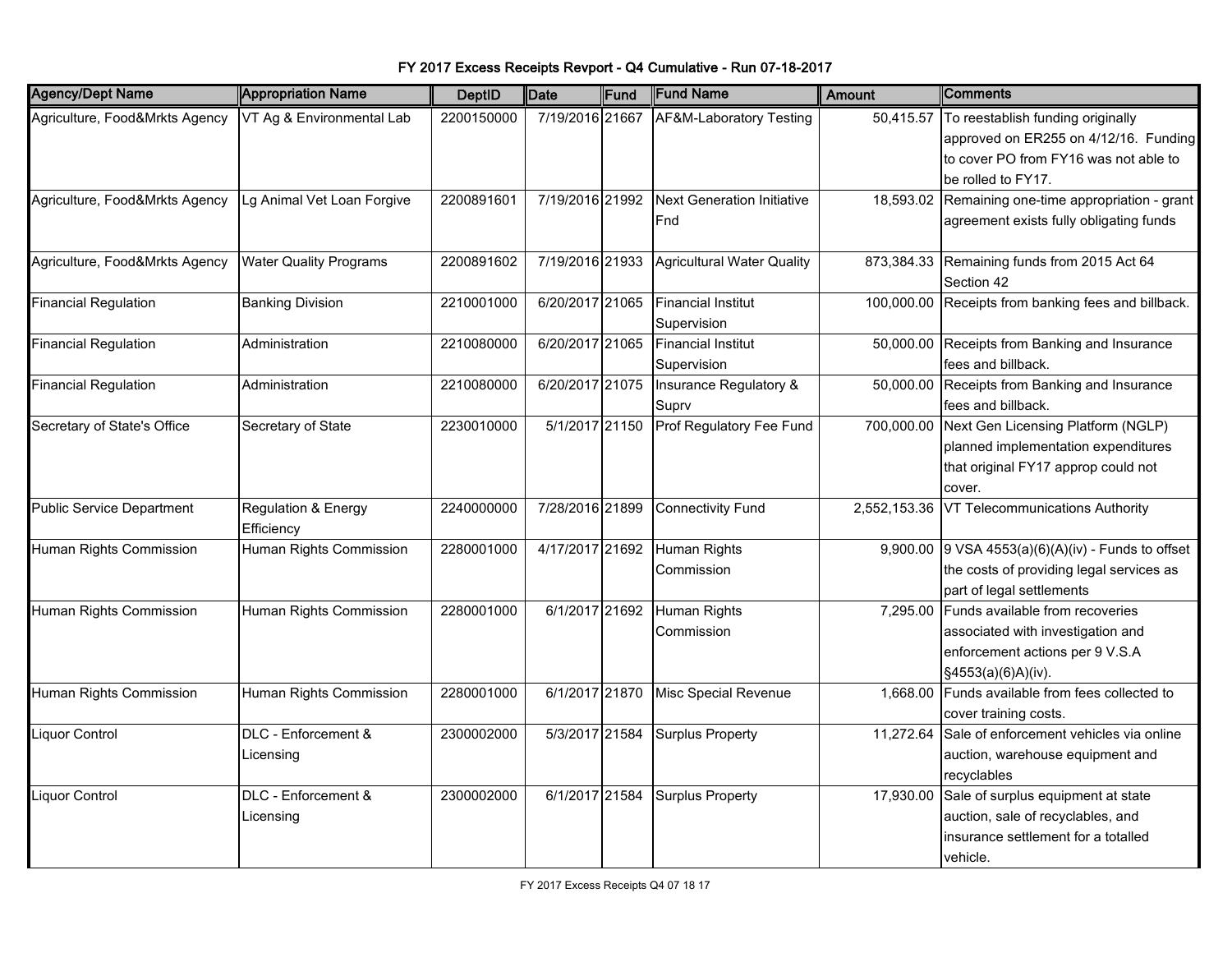# FY 2017 Excess Receipts Revport - Q4 Cumulative - Run 07-18-2017

| Agency/Dept Name | Appropriation Name | DeptID | Date | Fund | Fund Name | Amount | Comments |
|---|---|---|---|---|---|---|---|
| Agriculture, Food&Mrkts Agency | VT Ag & Environmental Lab | 2200150000 | 7/19/2016 | 21667 | AF&M-Laboratory Testing | 50,415.57 | To reestablish funding originally approved on ER255 on 4/12/16. Funding to cover PO from FY16 was not able to be rolled to FY17. |
| Agriculture, Food&Mrkts Agency | Lg Animal Vet Loan Forgive | 2200891601 | 7/19/2016 | 21992 | Next Generation Initiative Fnd | 18,593.02 | Remaining one-time appropriation - grant agreement exists fully obligating funds |
| Agriculture, Food&Mrkts Agency | Water Quality Programs | 2200891602 | 7/19/2016 | 21933 | Agricultural Water Quality | 873,384.33 | Remaining funds from 2015 Act 64 Section 42 |
| Financial Regulation | Banking Division | 2210001000 | 6/20/2017 | 21065 | Financial Institut Supervision | 100,000.00 | Receipts from banking fees and billback. |
| Financial Regulation | Administration | 2210080000 | 6/20/2017 | 21065 | Financial Institut Supervision | 50,000.00 | Receipts from Banking and Insurance fees and billback. |
| Financial Regulation | Administration | 2210080000 | 6/20/2017 | 21075 | Insurance Regulatory & Suprv | 50,000.00 | Receipts from Banking and Insurance fees and billback. |
| Secretary of State's Office | Secretary of State | 2230010000 | 5/1/2017 | 21150 | Prof Regulatory Fee Fund | 700,000.00 | Next Gen Licensing Platform (NGLP) planned implementation expenditures that original FY17 approp could not cover. |
| Public Service Department | Regulation & Energy Efficiency | 2240000000 | 7/28/2016 | 21899 | Connectivity Fund | 2,552,153.36 | VT Telecommunications Authority |
| Human Rights Commission | Human Rights Commission | 2280001000 | 4/17/2017 | 21692 | Human Rights Commission | 9,900.00 | 9 VSA 4553(a)(6)(A)(iv) - Funds to offset the costs of providing legal services as part of legal settlements |
| Human Rights Commission | Human Rights Commission | 2280001000 | 6/1/2017 | 21692 | Human Rights Commission | 7,295.00 | Funds available from recoveries associated with investigation and enforcement actions per 9 V.S.A §4553(a)(6)A)(iv). |
| Human Rights Commission | Human Rights Commission | 2280001000 | 6/1/2017 | 21870 | Misc Special Revenue | 1,668.00 | Funds available from fees collected to cover training costs. |
| Liquor Control | DLC - Enforcement & Licensing | 2300002000 | 5/3/2017 | 21584 | Surplus Property | 11,272.64 | Sale of enforcement vehicles via online auction, warehouse equipment and recyclables |
| Liquor Control | DLC - Enforcement & Licensing | 2300002000 | 6/1/2017 | 21584 | Surplus Property | 17,930.00 | Sale of surplus equipment at state auction, sale of recyclables, and insurance settlement for a totalled vehicle. |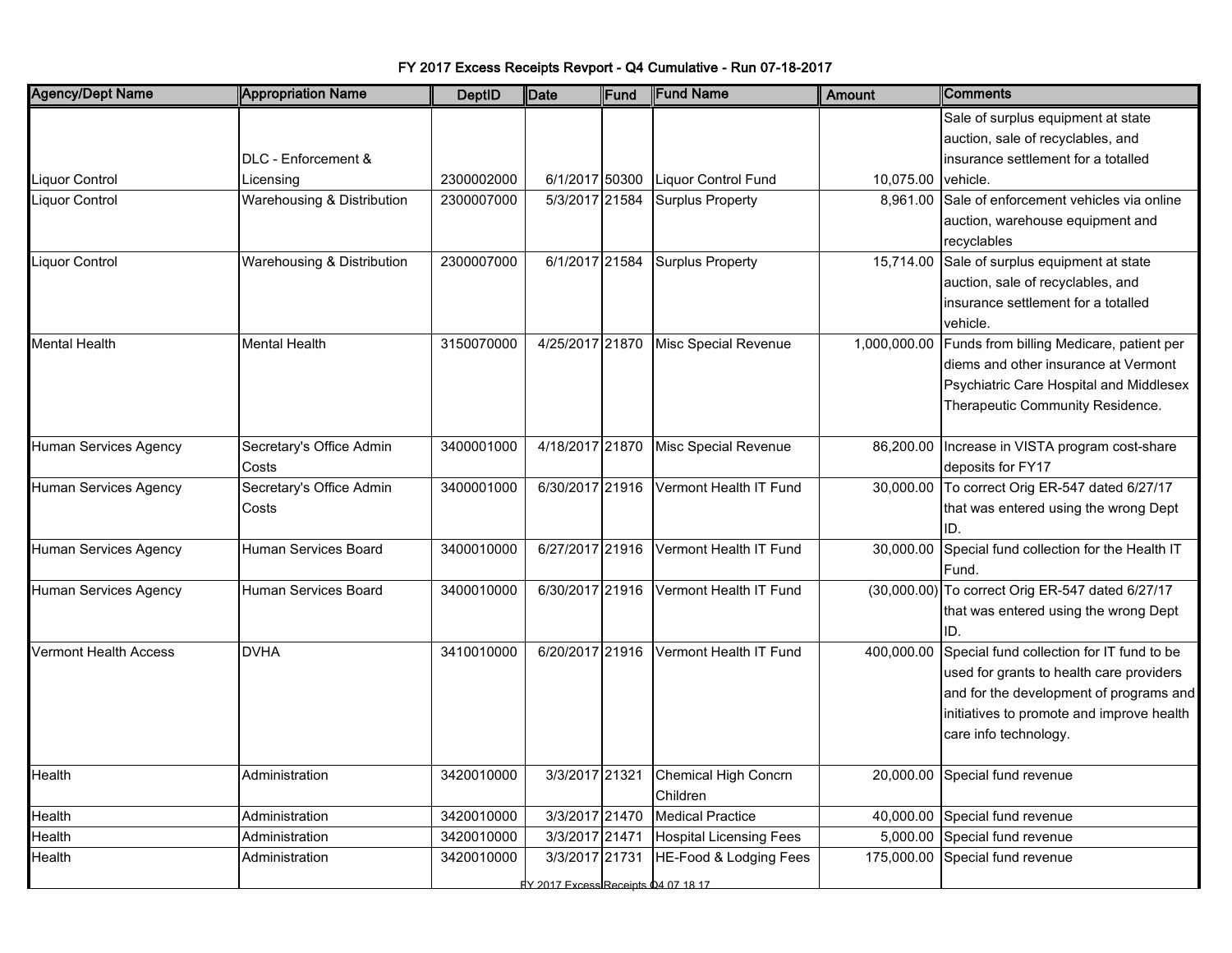FY 2017 Excess Receipts Revport - Q4 Cumulative - Run 07-18-2017

| Agency/Dept Name | Appropriation Name | DeptID | Date | Fund | Fund Name | Amount | Comments |
|---|---|---|---|---|---|---|---|
| Liquor Control | DLC - Enforcement & Licensing | 2300002000 | 6/1/2017 | 50300 | Liquor Control Fund | 10,075.00 | Sale of surplus equipment at state auction, sale of recyclables, and insurance settlement for a totalled vehicle. |
| Liquor Control | Warehousing & Distribution | 2300007000 | 5/3/2017 | 21584 | Surplus Property | 8,961.00 | Sale of enforcement vehicles via online auction, warehouse equipment and recyclables |
| Liquor Control | Warehousing & Distribution | 2300007000 | 6/1/2017 | 21584 | Surplus Property | 15,714.00 | Sale of surplus equipment at state auction, sale of recyclables, and insurance settlement for a totalled vehicle. |
| Mental Health | Mental Health | 3150070000 | 4/25/2017 | 21870 | Misc Special Revenue | 1,000,000.00 | Funds from billing Medicare, patient per diems and other insurance at Vermont Psychiatric Care Hospital and Middlesex Therapeutic Community Residence. |
| Human Services Agency | Secretary's Office Admin Costs | 3400001000 | 4/18/2017 | 21870 | Misc Special Revenue | 86,200.00 | Increase in VISTA program cost-share deposits for FY17 |
| Human Services Agency | Secretary's Office Admin Costs | 3400001000 | 6/30/2017 | 21916 | Vermont Health IT Fund | 30,000.00 | To correct Orig ER-547 dated 6/27/17 that was entered using the wrong Dept ID. |
| Human Services Agency | Human Services Board | 3400010000 | 6/27/2017 | 21916 | Vermont Health IT Fund | 30,000.00 | Special fund collection for the Health IT Fund. |
| Human Services Agency | Human Services Board | 3400010000 | 6/30/2017 | 21916 | Vermont Health IT Fund | (30,000.00) | To correct Orig ER-547 dated 6/27/17 that was entered using the wrong Dept ID. |
| Vermont Health Access | DVHA | 3410010000 | 6/20/2017 | 21916 | Vermont Health IT Fund | 400,000.00 | Special fund collection for IT fund to be used for grants to health care providers and for the development of programs and initiatives to promote and improve health care info technology. |
| Health | Administration | 3420010000 | 3/3/2017 | 21321 | Chemical High Concrn Children | 20,000.00 | Special fund revenue |
| Health | Administration | 3420010000 | 3/3/2017 | 21470 | Medical Practice | 40,000.00 | Special fund revenue |
| Health | Administration | 3420010000 | 3/3/2017 | 21471 | Hospital Licensing Fees | 5,000.00 | Special fund revenue |
| Health | Administration | 3420010000 | 3/3/2017 | 21731 | HE-Food & Lodging Fees | 175,000.00 | Special fund revenue |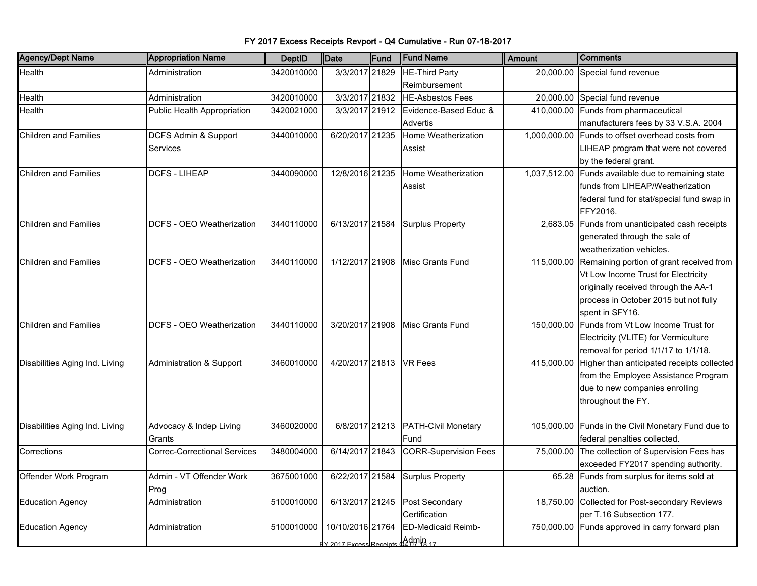# FY 2017 Excess Receipts Revport - Q4 Cumulative - Run 07-18-2017

| Agency/Dept Name | Appropriation Name | DeptID | Date | Fund | Fund Name | Amount | Comments |
|---|---|---|---|---|---|---|---|
| Health | Administration | 3420010000 | 3/3/2017 | 21829 | HE-Third Party Reimbursement | 20,000.00 | Special fund revenue |
| Health | Administration | 3420010000 | 3/3/2017 | 21832 | HE-Asbestos Fees | 20,000.00 | Special fund revenue |
| Health | Public Health Appropriation | 3420021000 | 3/3/2017 | 21912 | Evidence-Based Educ & Advertis | 410,000.00 | Funds from pharmaceutical manufacturers fees by 33 V.S.A. 2004 |
| Children and Families | DCFS Admin & Support Services | 3440010000 | 6/20/2017 | 21235 | Home Weatherization Assist | 1,000,000.00 | Funds to offset overhead costs from LIHEAP program that were not covered by the federal grant. |
| Children and Families | DCFS - LIHEAP | 3440090000 | 12/8/2016 | 21235 | Home Weatherization Assist | 1,037,512.00 | Funds available due to remaining state funds from LIHEAP/Weatherization federal fund for stat/special fund swap in FFY2016. |
| Children and Families | DCFS - OEO Weatherization | 3440110000 | 6/13/2017 | 21584 | Surplus Property | 2,683.05 | Funds from unanticipated cash receipts generated through the sale of weatherization vehicles. |
| Children and Families | DCFS - OEO Weatherization | 3440110000 | 1/12/2017 | 21908 | Misc Grants Fund | 115,000.00 | Remaining portion of grant received from Vt Low Income Trust for Electricity originally received through the AA-1 process in October 2015 but not fully spent in SFY16. |
| Children and Families | DCFS - OEO Weatherization | 3440110000 | 3/20/2017 | 21908 | Misc Grants Fund | 150,000.00 | Funds from Vt Low Income Trust for Electricity (VLITE) for Vermiculture removal for period 1/1/17 to 1/1/18. |
| Disabilities Aging Ind. Living | Administration & Support | 3460010000 | 4/20/2017 | 21813 | VR Fees | 415,000.00 | Higher than anticipated receipts collected from the Employee Assistance Program due to new companies enrolling throughout the FY. |
| Disabilities Aging Ind. Living | Advocacy & Indep Living Grants | 3460020000 | 6/8/2017 | 21213 | PATH-Civil Monetary Fund | 105,000.00 | Funds in the Civil Monetary Fund due to federal penalties collected. |
| Corrections | Correc-Correctional Services | 3480004000 | 6/14/2017 | 21843 | CORR-Supervision Fees | 75,000.00 | The collection of Supervision Fees has exceeded FY2017 spending authority. |
| Offender Work Program | Admin - VT Offender Work Prog | 3675001000 | 6/22/2017 | 21584 | Surplus Property | 65.28 | Funds from surplus for items sold at auction. |
| Education Agency | Administration | 5100010000 | 6/13/2017 | 21245 | Post Secondary Certification | 18,750.00 | Collected for Post-secondary Reviews per T.16 Subsection 177. |
| Education Agency | Administration | 5100010000 | 10/10/2016 | 21764 | ED-Medicaid Reimb-Admin | 750,000.00 | Funds approved in carry forward plan |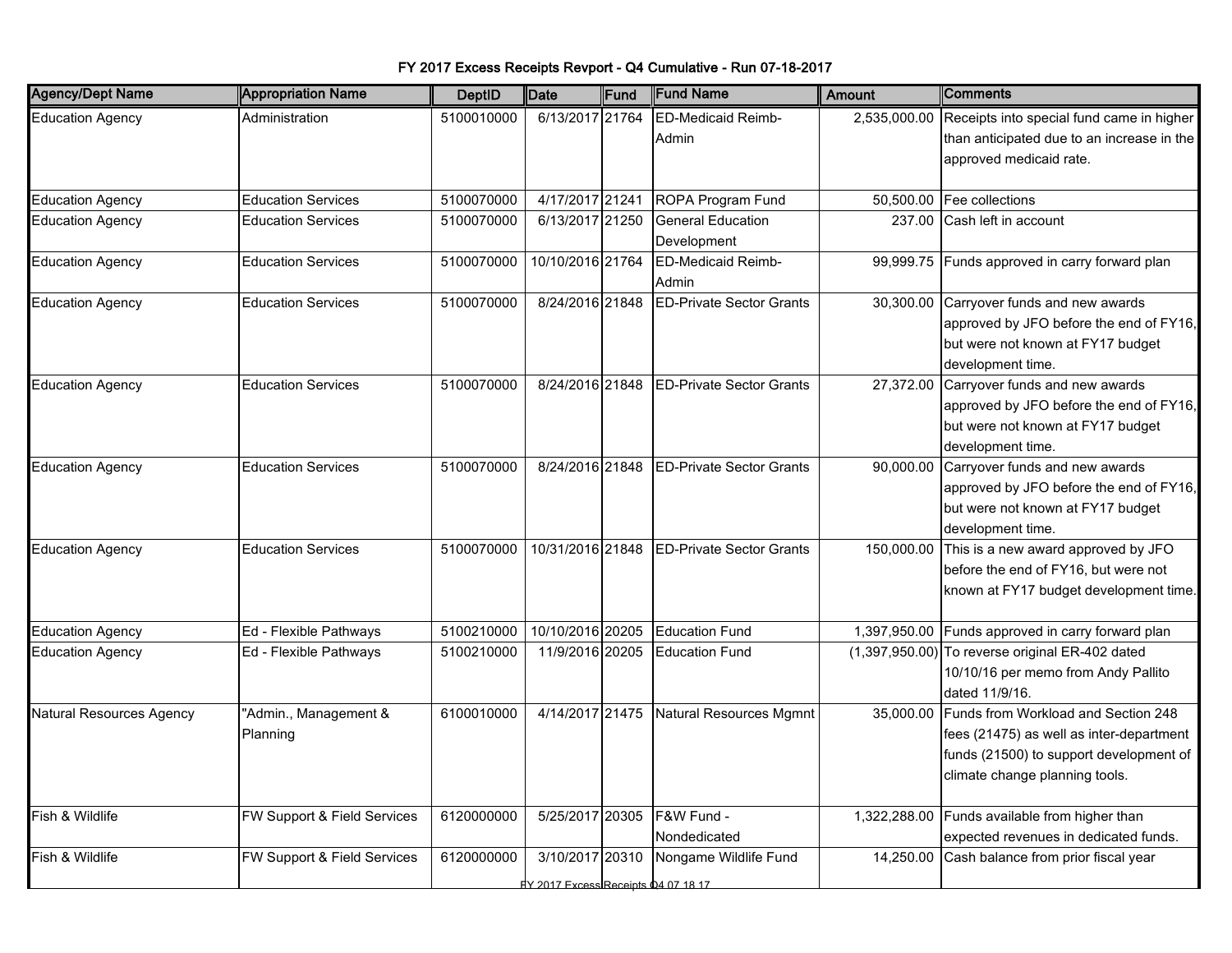# FY 2017 Excess Receipts Revport - Q4 Cumulative - Run 07-18-2017

| Agency/Dept Name | Appropriation Name | DeptID | Date | Fund | Fund Name | Amount | Comments |
|---|---|---|---|---|---|---|---|
| Education Agency | Administration | 5100010000 | 6/13/2017 | 21764 | ED-Medicaid Reimb-Admin | 2,535,000.00 | Receipts into special fund came in higher than anticipated due to an increase in the approved medicaid rate. |
| Education Agency | Education Services | 5100070000 | 4/17/2017 | 21241 | ROPA Program Fund | 50,500.00 | Fee collections |
| Education Agency | Education Services | 5100070000 | 6/13/2017 | 21250 | General Education Development | 237.00 | Cash left in account |
| Education Agency | Education Services | 5100070000 | 10/10/2016 | 21764 | ED-Medicaid Reimb-Admin | 99,999.75 | Funds approved in carry forward plan |
| Education Agency | Education Services | 5100070000 | 8/24/2016 | 21848 | ED-Private Sector Grants | 30,300.00 | Carryover funds and new awards approved by JFO before the end of FY16, but were not known at FY17 budget development time. |
| Education Agency | Education Services | 5100070000 | 8/24/2016 | 21848 | ED-Private Sector Grants | 27,372.00 | Carryover funds and new awards approved by JFO before the end of FY16, but were not known at FY17 budget development time. |
| Education Agency | Education Services | 5100070000 | 8/24/2016 | 21848 | ED-Private Sector Grants | 90,000.00 | Carryover funds and new awards approved by JFO before the end of FY16, but were not known at FY17 budget development time. |
| Education Agency | Education Services | 5100070000 | 10/31/2016 | 21848 | ED-Private Sector Grants | 150,000.00 | This is a new award approved by JFO before the end of FY16, but were not known at FY17 budget development time. |
| Education Agency | Ed - Flexible Pathways | 5100210000 | 10/10/2016 | 20205 | Education Fund | 1,397,950.00 | Funds approved in carry forward plan |
| Education Agency | Ed - Flexible Pathways | 5100210000 | 11/9/2016 | 20205 | Education Fund | (1,397,950.00) | To reverse original ER-402 dated 10/10/16 per memo from Andy Pallito dated 11/9/16. |
| Natural Resources Agency | "Admin., Management & Planning | 6100010000 | 4/14/2017 | 21475 | Natural Resources Mgmnt | 35,000.00 | Funds from Workload and Section 248 fees (21475) as well as inter-department funds (21500) to support development of climate change planning tools. |
| Fish & Wildlife | FW Support & Field Services | 6120000000 | 5/25/2017 | 20305 | F&W Fund - Nondedicated | 1,322,288.00 | Funds available from higher than expected revenues in dedicated funds. |
| Fish & Wildlife | FW Support & Field Services | 6120000000 | 3/10/2017 | 20310 | Nongame Wildlife Fund | 14,250.00 | Cash balance from prior fiscal year |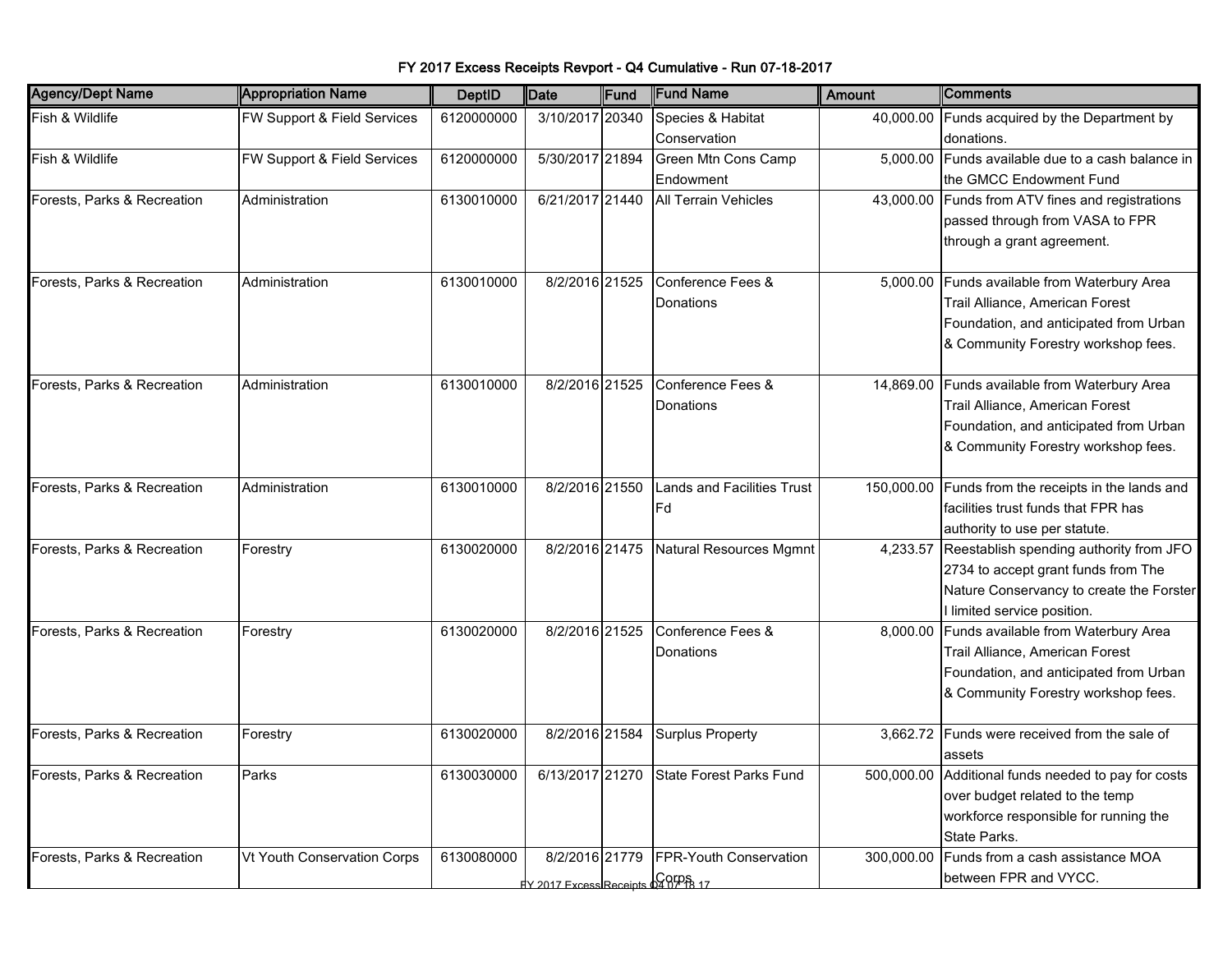# FY 2017 Excess Receipts Revport - Q4 Cumulative - Run 07-18-2017

| Agency/Dept Name | Appropriation Name | DeptID | Date | Fund | Fund Name | Amount | Comments |
|---|---|---|---|---|---|---|---|
| Fish & Wildlife | FW Support & Field Services | 6120000000 | 3/10/2017 | 20340 | Species & Habitat Conservation | 40,000.00 | Funds acquired by the Department by donations. |
| Fish & Wildlife | FW Support & Field Services | 6120000000 | 5/30/2017 | 21894 | Green Mtn Cons Camp Endowment | 5,000.00 | Funds available due to a cash balance in the GMCC Endowment Fund |
| Forests, Parks & Recreation | Administration | 6130010000 | 6/21/2017 | 21440 | All Terrain Vehicles | 43,000.00 | Funds from ATV fines and registrations passed through from VASA to FPR through a grant agreement. |
| Forests, Parks & Recreation | Administration | 6130010000 | 8/2/2016 | 21525 | Conference Fees & Donations | 5,000.00 | Funds available from Waterbury Area Trail Alliance, American Forest Foundation, and anticipated from Urban & Community Forestry workshop fees. |
| Forests, Parks & Recreation | Administration | 6130010000 | 8/2/2016 | 21525 | Conference Fees & Donations | 14,869.00 | Funds available from Waterbury Area Trail Alliance, American Forest Foundation, and anticipated from Urban & Community Forestry workshop fees. |
| Forests, Parks & Recreation | Administration | 6130010000 | 8/2/2016 | 21550 | Lands and Facilities Trust Fd | 150,000.00 | Funds from the receipts in the lands and facilities trust funds that FPR has authority to use per statute. |
| Forests, Parks & Recreation | Forestry | 6130020000 | 8/2/2016 | 21475 | Natural Resources Mgmnt | 4,233.57 | Reestablish spending authority from JFO 2734 to accept grant funds from The Nature Conservancy to create the Forster I limited service position. |
| Forests, Parks & Recreation | Forestry | 6130020000 | 8/2/2016 | 21525 | Conference Fees & Donations | 8,000.00 | Funds available from Waterbury Area Trail Alliance, American Forest Foundation, and anticipated from Urban & Community Forestry workshop fees. |
| Forests, Parks & Recreation | Forestry | 6130020000 | 8/2/2016 | 21584 | Surplus Property | 3,662.72 | Funds were received from the sale of assets |
| Forests, Parks & Recreation | Parks | 6130030000 | 6/13/2017 | 21270 | State Forest Parks Fund | 500,000.00 | Additional funds needed to pay for costs over budget related to the temp workforce responsible for running the State Parks. |
| Forests, Parks & Recreation | Vt Youth Conservation Corps | 6130080000 | 8/2/2016 | 21779 | FPR-Youth Conservation Corps | 300,000.00 | Funds from a cash assistance MOA between FPR and VYCC. |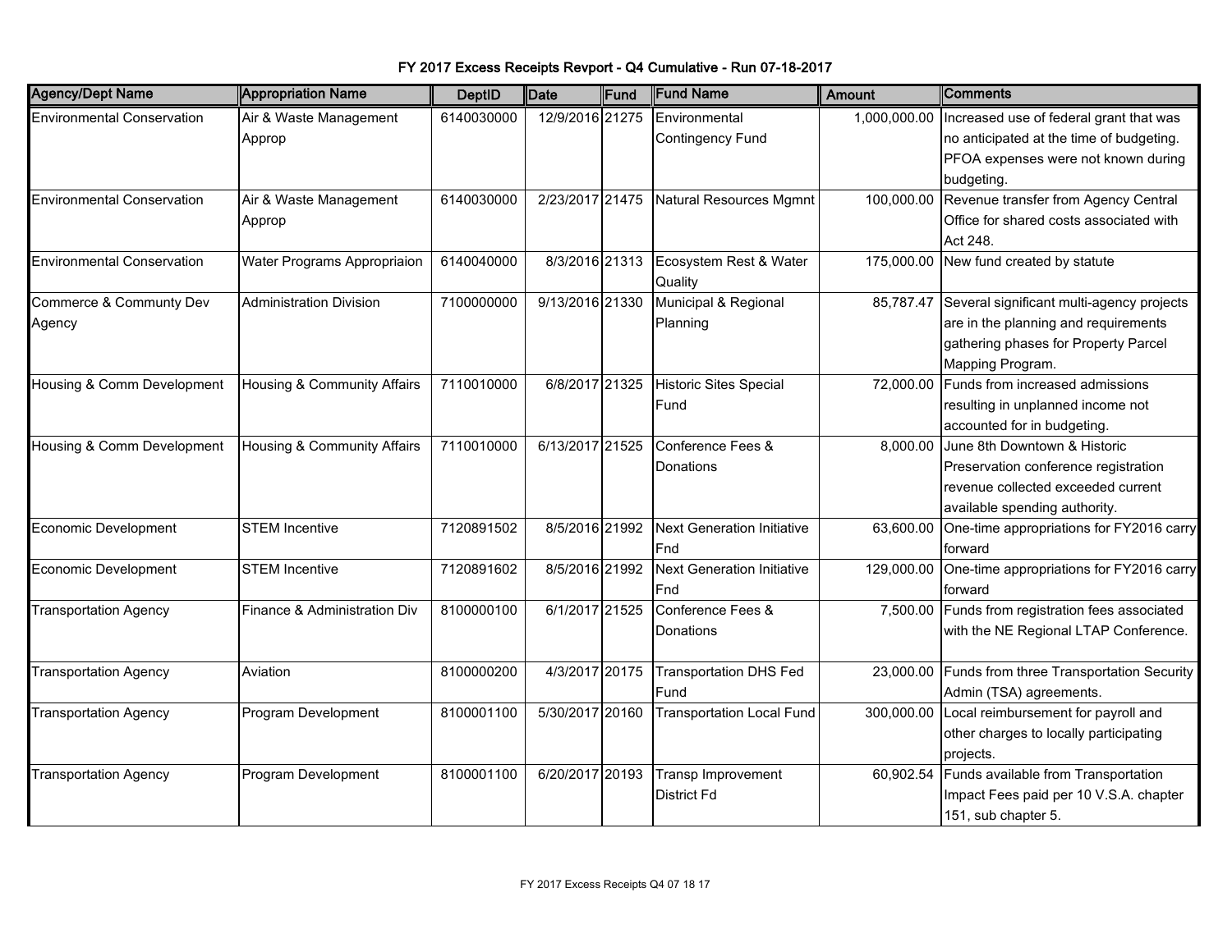# FY 2017 Excess Receipts Revport - Q4 Cumulative - Run 07-18-2017

| Agency/Dept Name | Appropriation Name | DeptID | Date | Fund | Fund Name | Amount | Comments |
|---|---|---|---|---|---|---|---|
| Environmental Conservation | Air & Waste Management Approp | 6140030000 | 12/9/2016 | 21275 | Environmental Contingency Fund | 1,000,000.00 | Increased use of federal grant that was no anticipated at the time of budgeting. PFOA expenses were not known during budgeting. |
| Environmental Conservation | Air & Waste Management Approp | 6140030000 | 2/23/2017 | 21475 | Natural Resources Mgmnt | 100,000.00 | Revenue transfer from Agency Central Office for shared costs associated with Act 248. |
| Environmental Conservation | Water Programs Appropriaion | 6140040000 | 8/3/2016 | 21313 | Ecosystem Rest & Water Quality | 175,000.00 | New fund created by statute |
| Commerce & Communty Dev Agency | Administration Division | 7100000000 | 9/13/2016 | 21330 | Municipal & Regional Planning | 85,787.47 | Several significant multi-agency projects are in the planning and requirements gathering phases for Property Parcel Mapping Program. |
| Housing & Comm Development | Housing & Community Affairs | 7110010000 | 6/8/2017 | 21325 | Historic Sites Special Fund | 72,000.00 | Funds from increased admissions resulting in unplanned income not accounted for in budgeting. |
| Housing & Comm Development | Housing & Community Affairs | 7110010000 | 6/13/2017 | 21525 | Conference Fees & Donations | 8,000.00 | June 8th Downtown & Historic Preservation conference registration revenue collected exceeded current available spending authority. |
| Economic Development | STEM Incentive | 7120891502 | 8/5/2016 | 21992 | Next Generation Initiative Fnd | 63,600.00 | One-time appropriations for FY2016 carry forward |
| Economic Development | STEM Incentive | 7120891602 | 8/5/2016 | 21992 | Next Generation Initiative Fnd | 129,000.00 | One-time appropriations for FY2016 carry forward |
| Transportation Agency | Finance & Administration Div | 8100000100 | 6/1/2017 | 21525 | Conference Fees & Donations | 7,500.00 | Funds from registration fees associated with the NE Regional LTAP Conference. |
| Transportation Agency | Aviation | 8100000200 | 4/3/2017 | 20175 | Transportation DHS Fed Fund | 23,000.00 | Funds from three Transportation Security Admin (TSA) agreements. |
| Transportation Agency | Program Development | 8100001100 | 5/30/2017 | 20160 | Transportation Local Fund | 300,000.00 | Local reimbursement for payroll and other charges to locally participating projects. |
| Transportation Agency | Program Development | 8100001100 | 6/20/2017 | 20193 | Transp Improvement District Fd | 60,902.54 | Funds available from Transportation Impact Fees paid per 10 V.S.A. chapter 151, sub chapter 5. |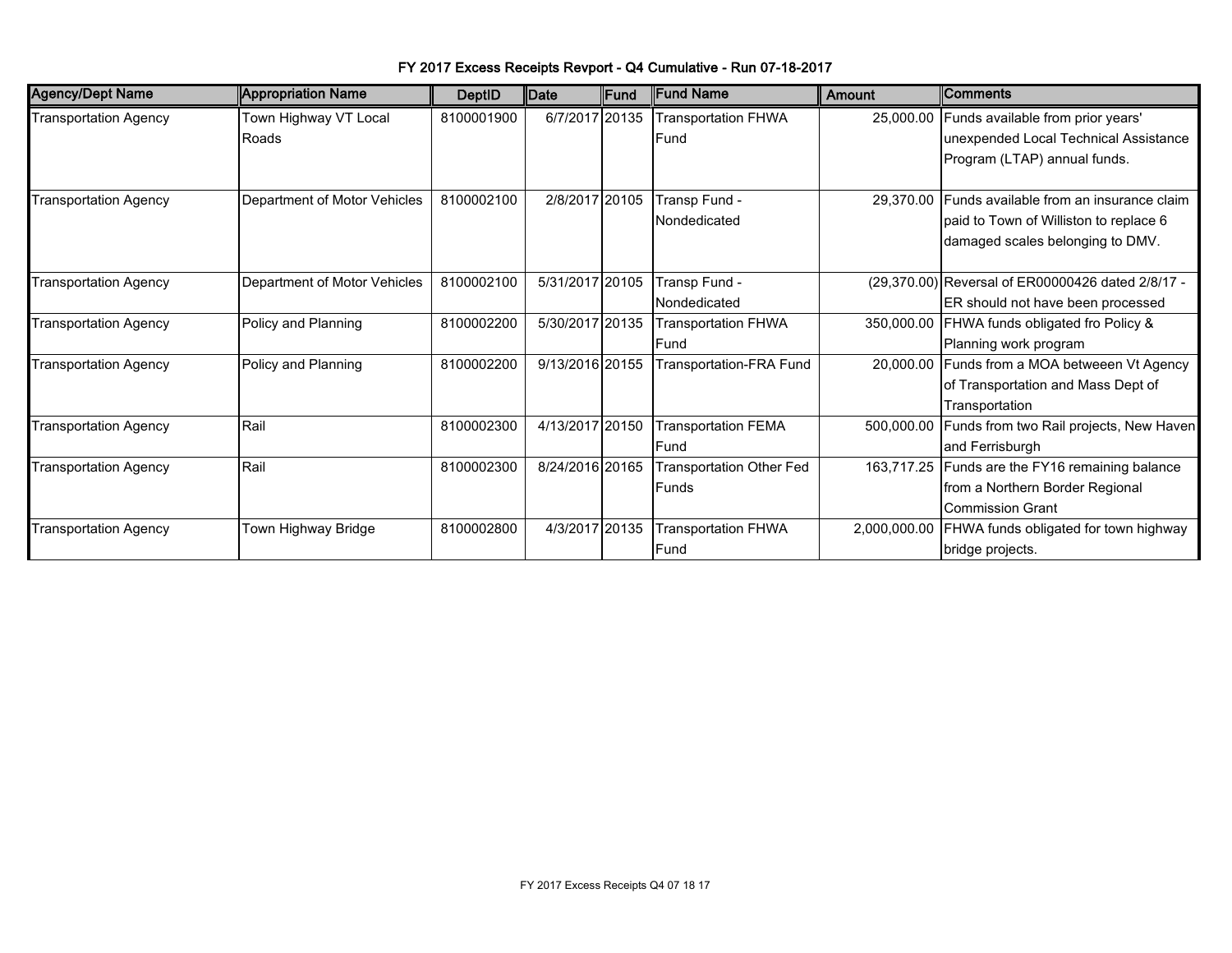FY 2017 Excess Receipts Revport - Q4 Cumulative - Run 07-18-2017

| Agency/Dept Name | Appropriation Name | DeptID | Date | Fund | Fund Name | Amount | Comments |
|---|---|---|---|---|---|---|---|
| Transportation Agency | Town Highway VT Local Roads | 8100001900 | 6/7/2017 | 20135 | Transportation FHWA Fund | 25,000.00 | Funds available from prior years' unexpended Local Technical Assistance Program (LTAP) annual funds. |
| Transportation Agency | Department of Motor Vehicles | 8100002100 | 2/8/2017 | 20105 | Transp Fund - Nondedicated | 29,370.00 | Funds available from an insurance claim paid to Town of Williston to replace 6 damaged scales belonging to DMV. |
| Transportation Agency | Department of Motor Vehicles | 8100002100 | 5/31/2017 | 20105 | Transp Fund - Nondedicated | (29,370.00) | Reversal of ER00000426 dated 2/8/17 - ER should not have been processed |
| Transportation Agency | Policy and Planning | 8100002200 | 5/30/2017 | 20135 | Transportation FHWA Fund | 350,000.00 | FHWA funds obligated fro Policy & Planning work program |
| Transportation Agency | Policy and Planning | 8100002200 | 9/13/2016 | 20155 | Transportation-FRA Fund | 20,000.00 | Funds from a MOA betweeen Vt Agency of Transportation and Mass Dept of Transportation |
| Transportation Agency | Rail | 8100002300 | 4/13/2017 | 20150 | Transportation FEMA Fund | 500,000.00 | Funds from two Rail projects, New Haven and Ferrisburgh |
| Transportation Agency | Rail | 8100002300 | 8/24/2016 | 20165 | Transportation Other Fed Funds | 163,717.25 | Funds are the FY16 remaining balance from a Northern Border Regional Commission Grant |
| Transportation Agency | Town Highway Bridge | 8100002800 | 4/3/2017 | 20135 | Transportation FHWA Fund | 2,000,000.00 | FHWA funds obligated for town highway bridge projects. |